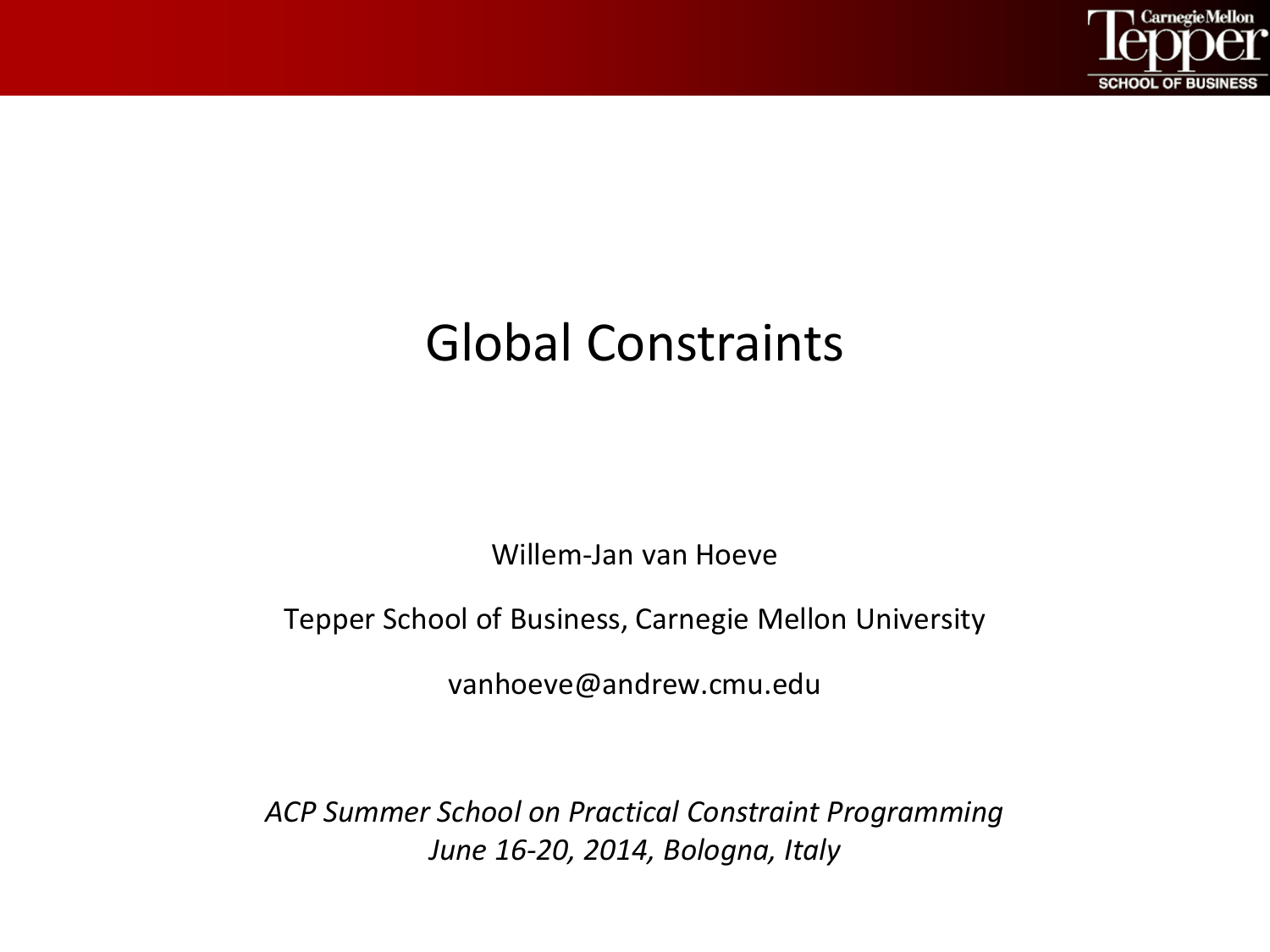# Global Constraints

Willem-Jan van Hoeve

Tepper School of Business, Carnegie Mellon University

vanhoeve@andrew.cmu.edu

*ACP Summer School on Practical Constraint Programming*
*June 16-20, 2014, Bologna, Italy*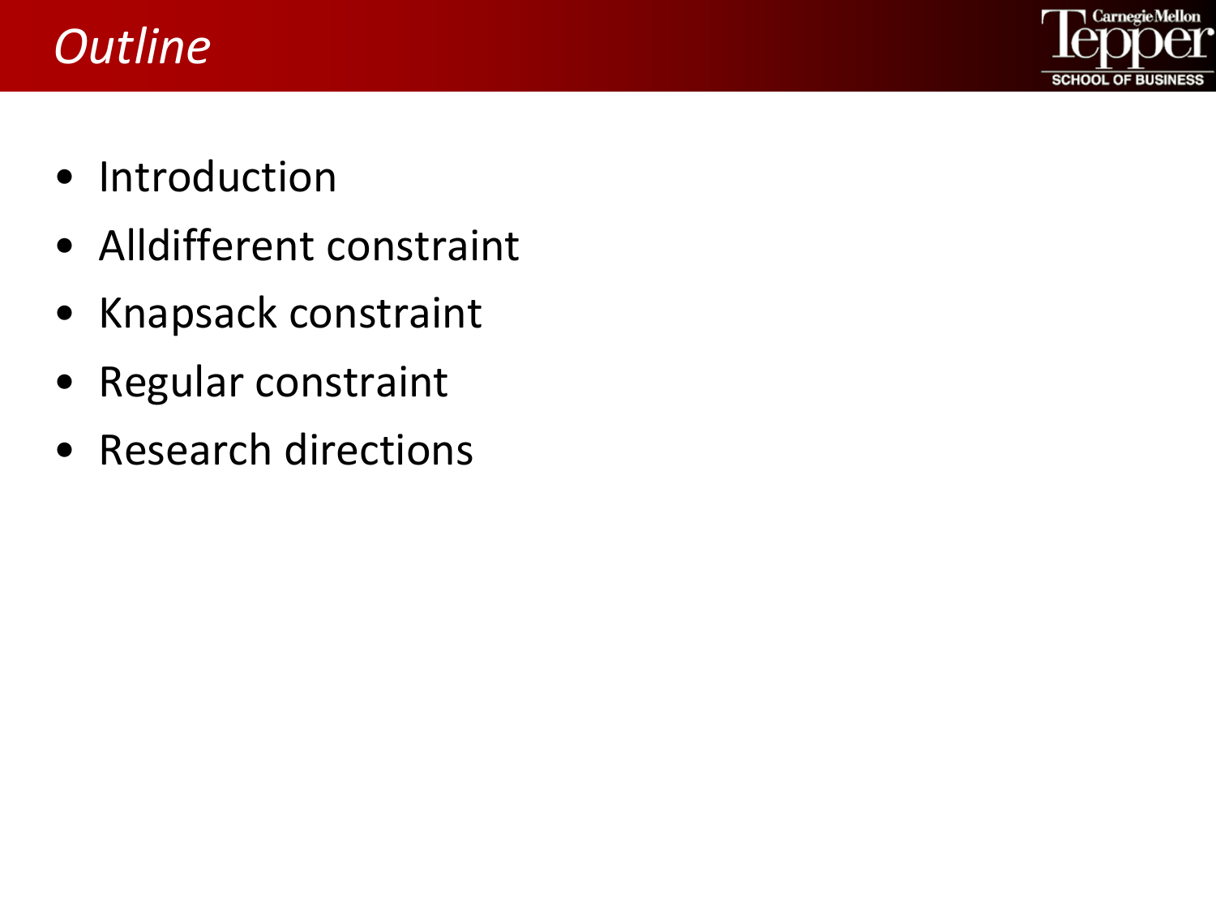# *Outline*

- Introduction
- Alldifferent constraint
- Knapsack constraint
- Regular constraint
- Research directions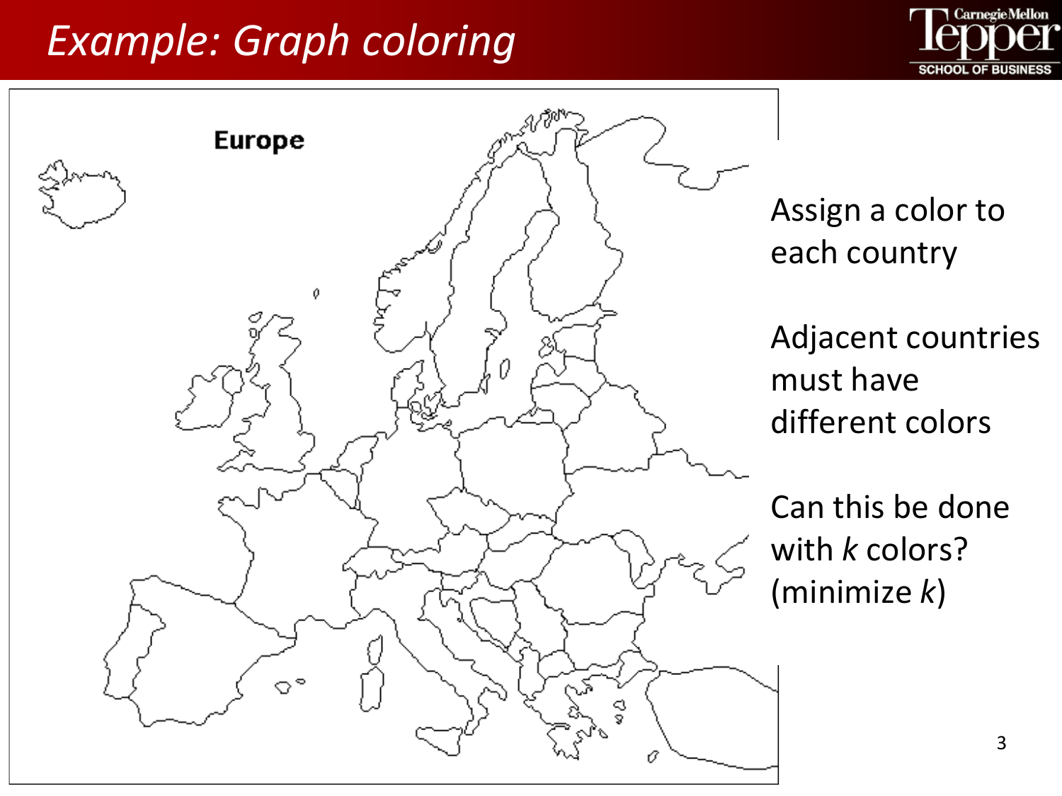# Example: Graph coloring

Assign a color to each country

Adjacent countries must have different colors

Can this be done with $k$ colors? (minimize $k$)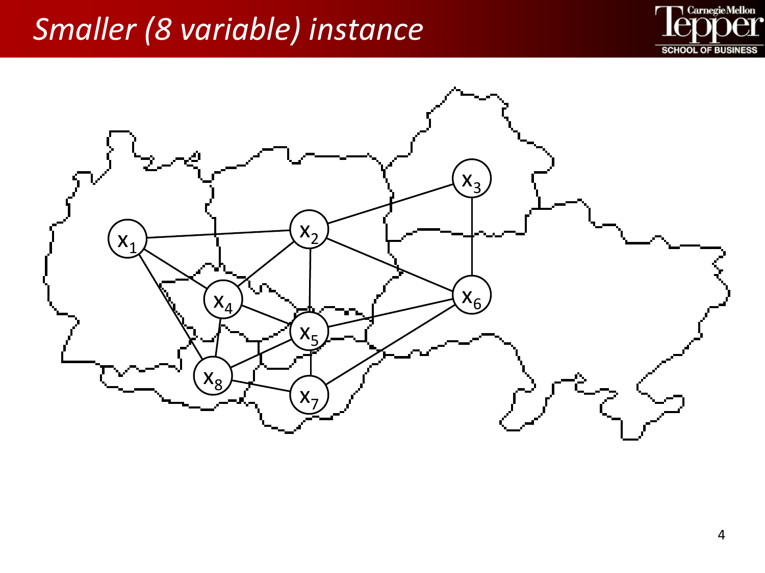# Smaller (8 variable) instance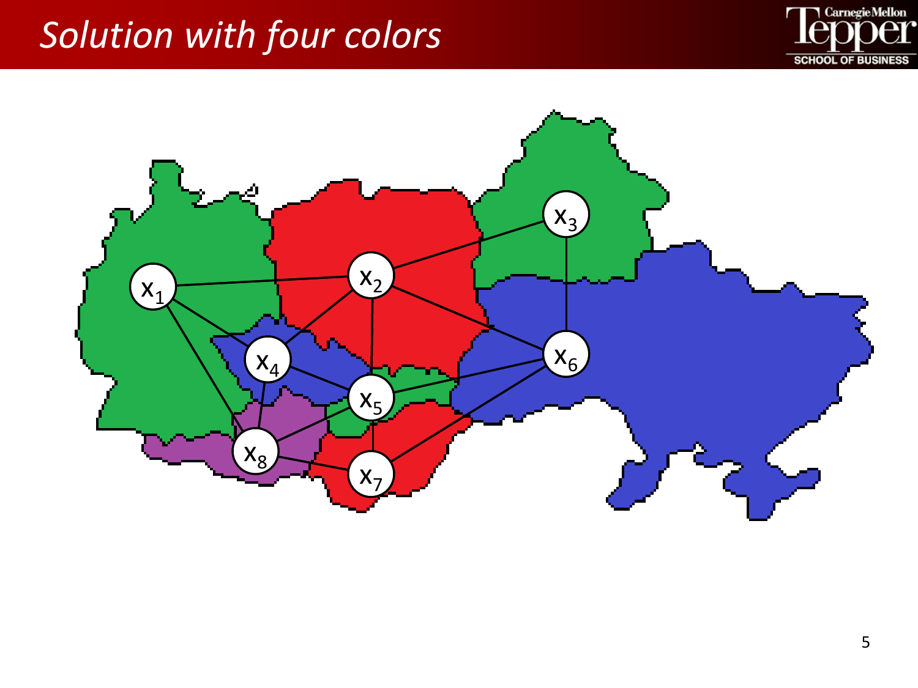# *Solution with four colors*

$x_1$ $x_2$ $x_3$ $x_4$ $x_5$ $x_6$ $x_7$ $x_8$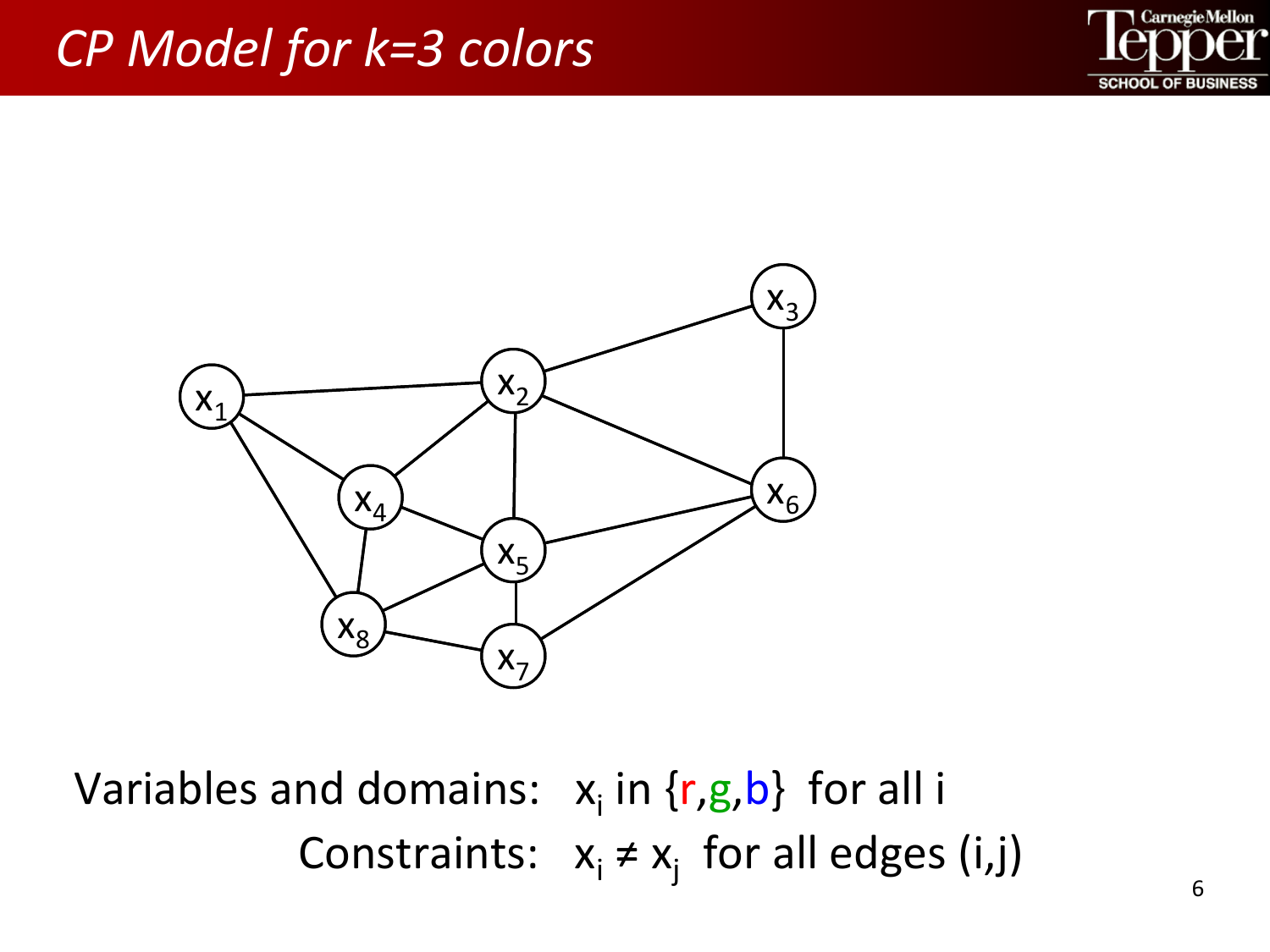# *CP Model for k=3 colors*

Variables and domains: $x_i$ in {r,g,b} for all i

Constraints: $x_i \neq x_j$ for all edges (i,j)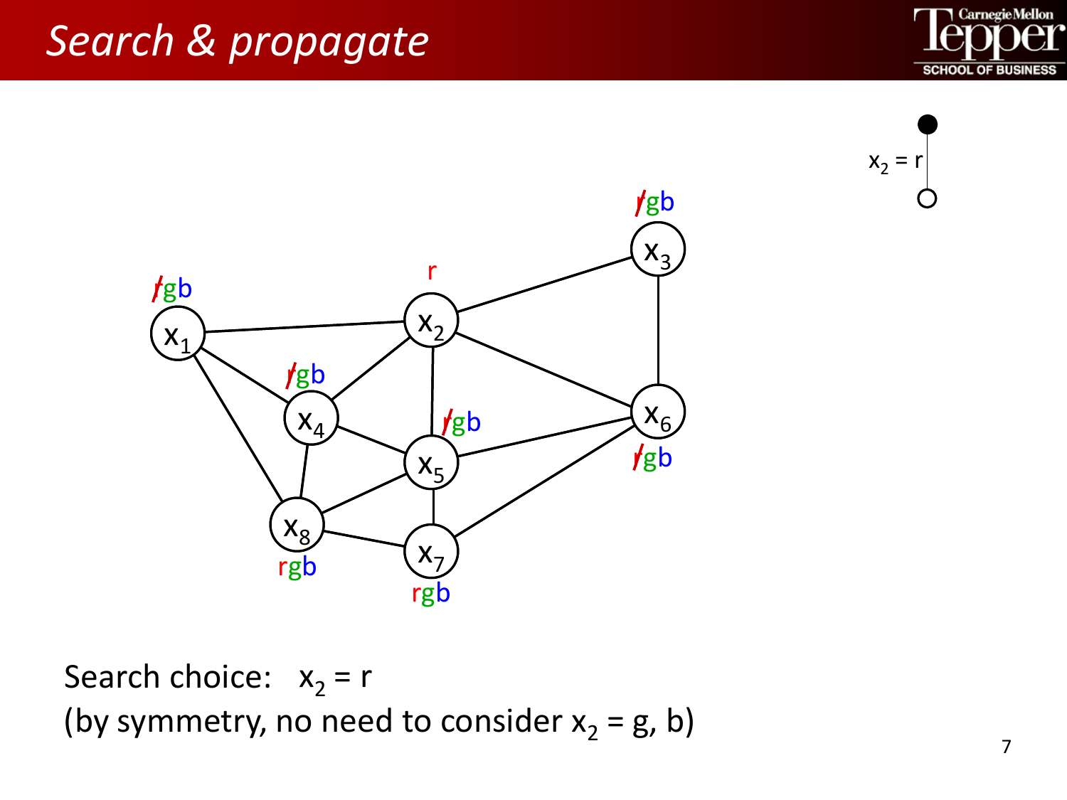# Search & propagate

Search choice: $x_2 = r$
(by symmetry, no need to consider $x_2 = g, b$)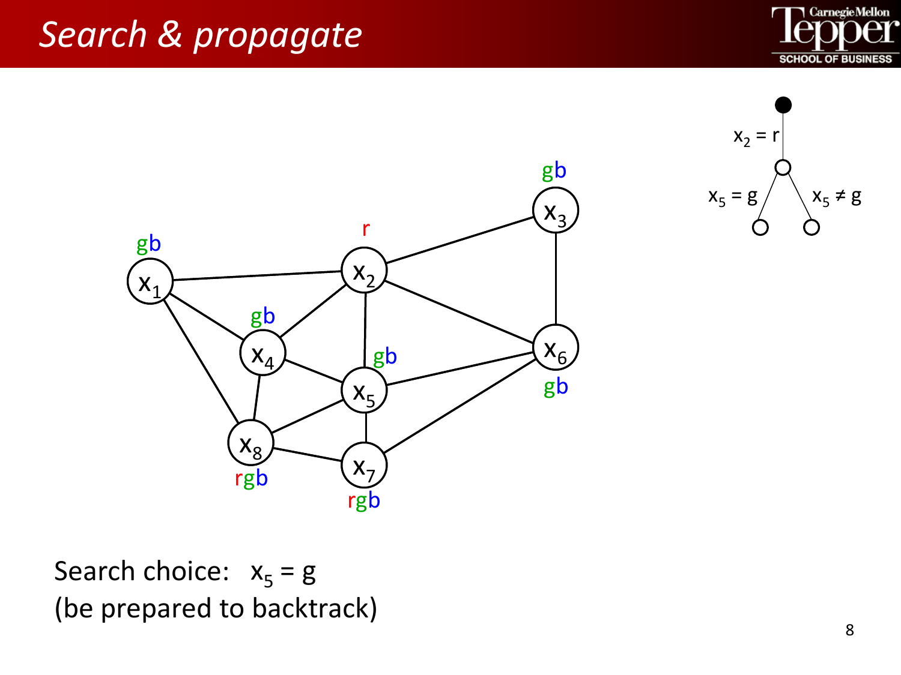# Search & propagate

Search choice: $x_5 = g$
(be prepared to backtrack)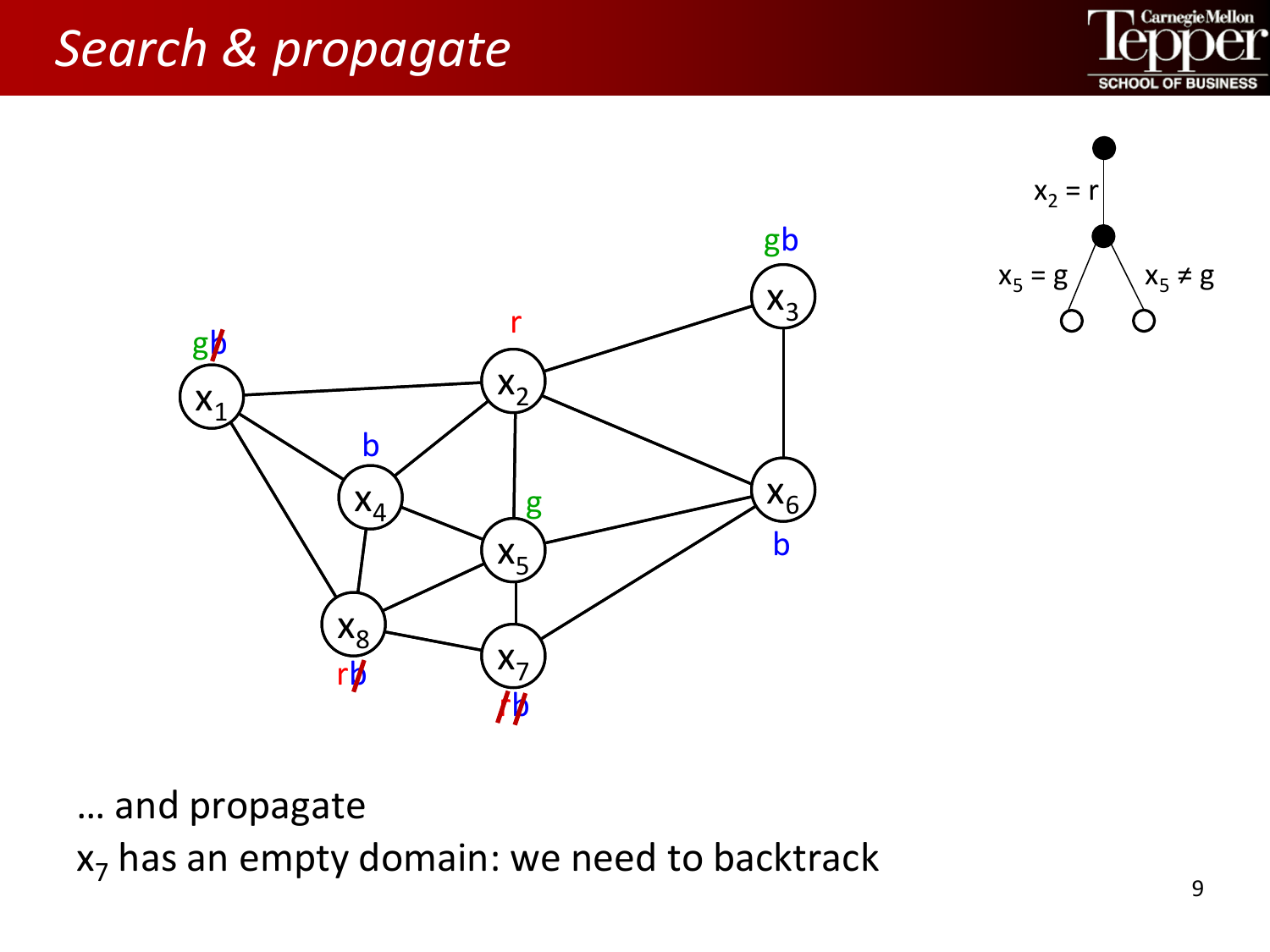# Search & propagate

… and propagate

$x_7$ has an empty domain: we need to backtrack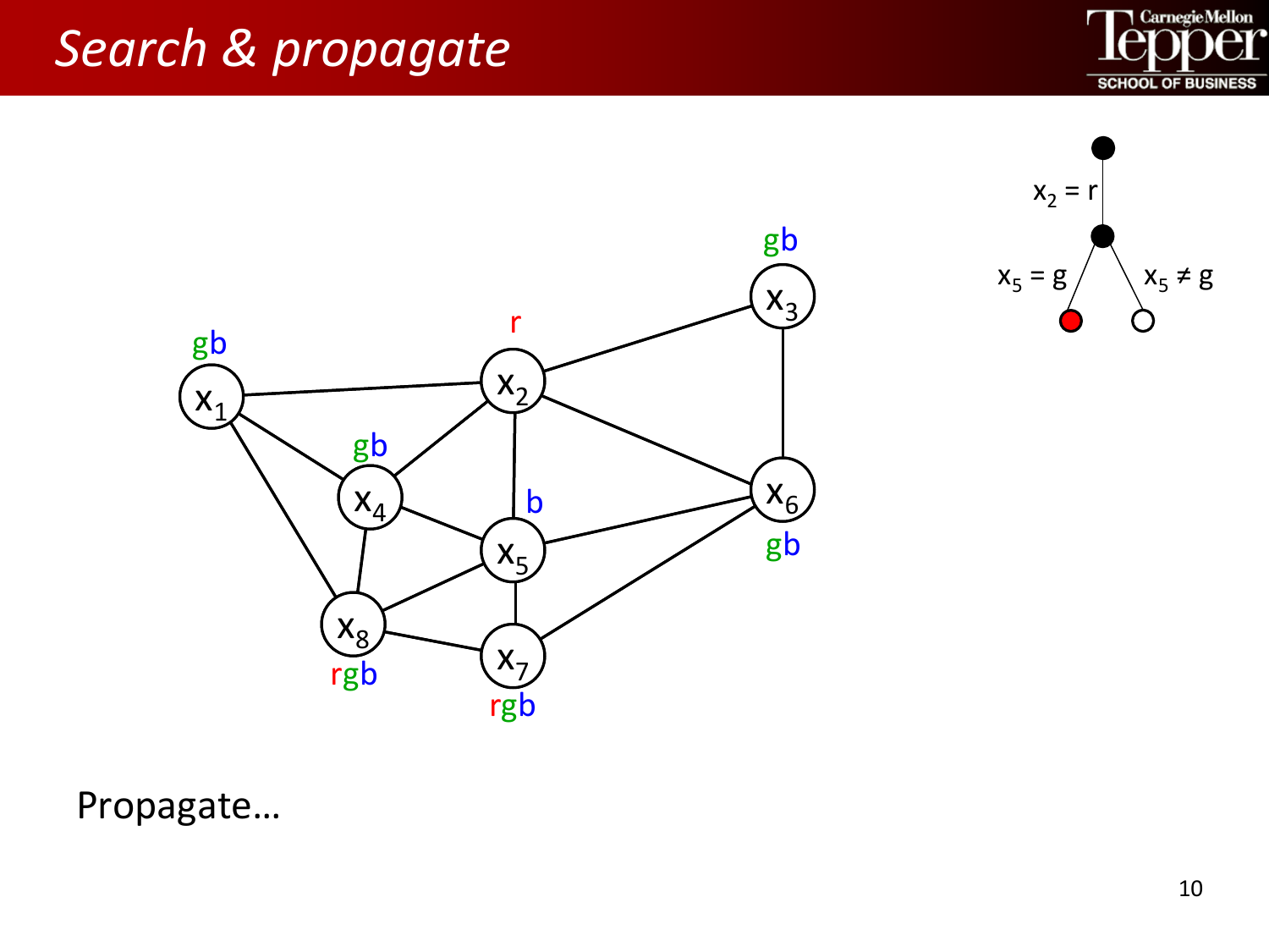# *Search & propagate*

Propagate…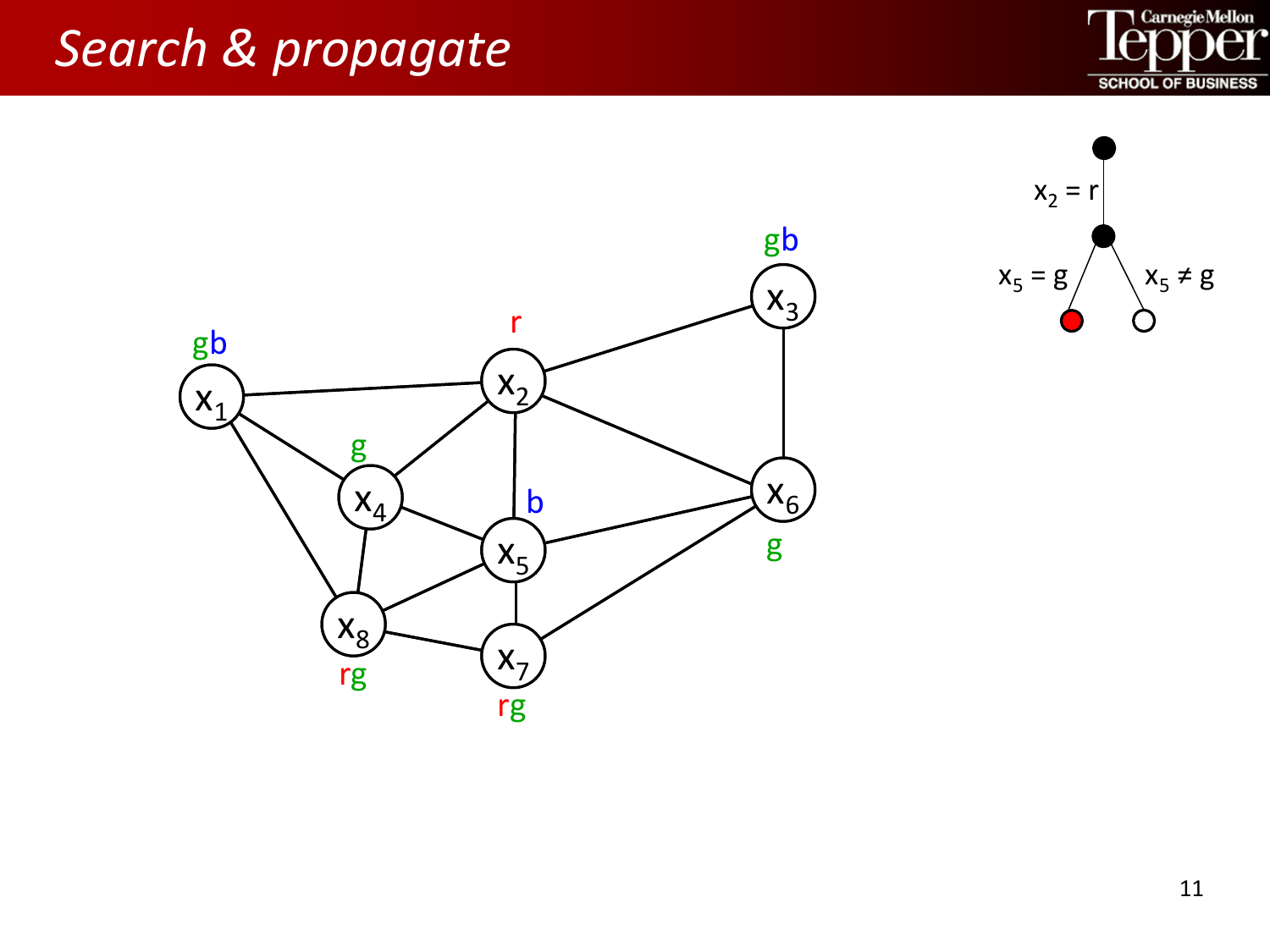# Search & propagate

$x_1$: gb

$x_2$: r

$x_3$: gb

$x_4$: g

$x_5$: b

$x_6$: g

$x_7$: rg

$x_8$: rg

$x_2 = r$

$x_5 = g$

$x_5 \neq g$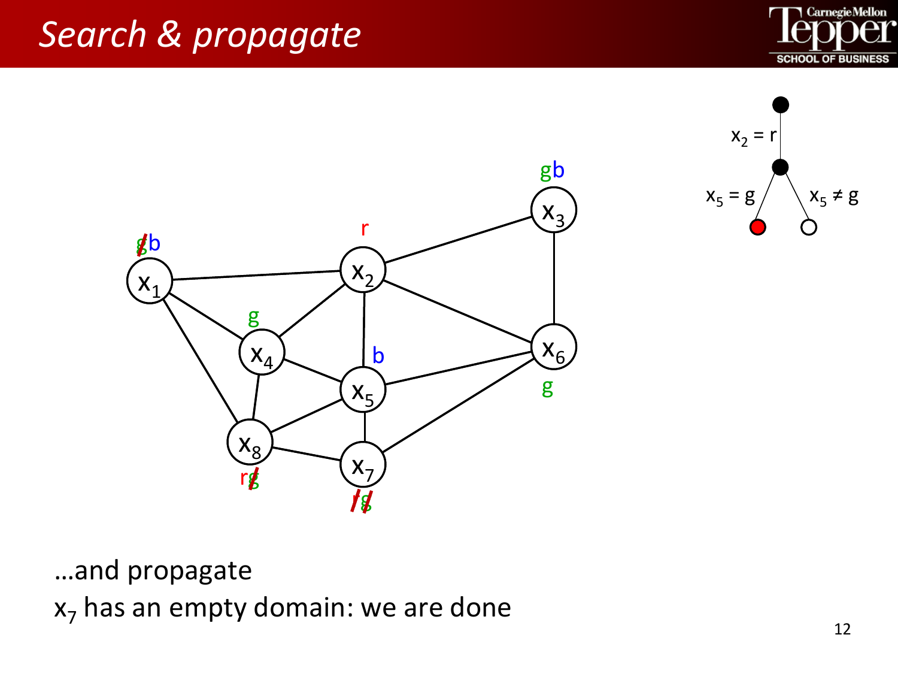# Search & propagate

…and propagate

$x_7$ has an empty domain: we are done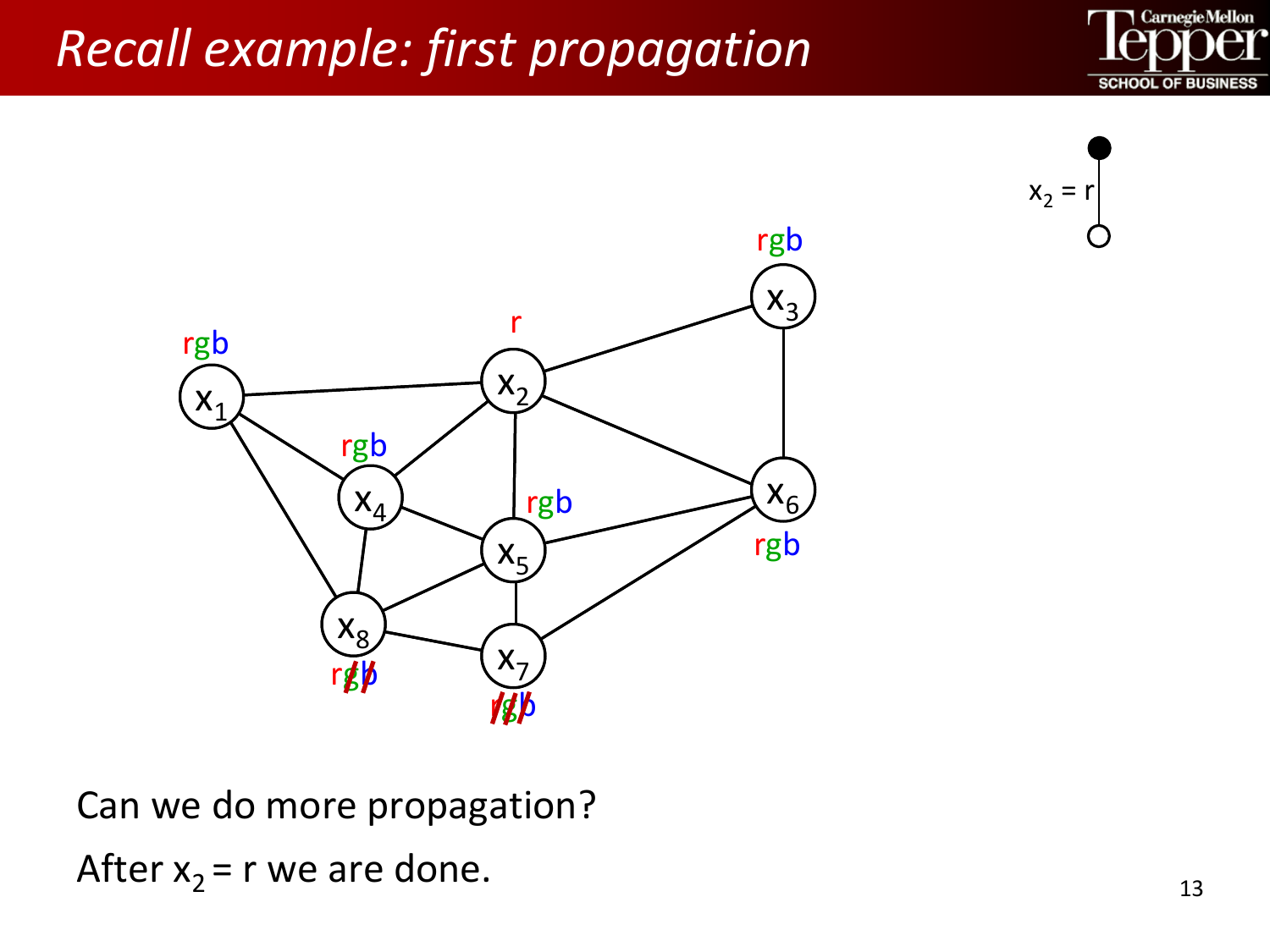# Recall example: first propagation

Can we do more propagation?

After $x_2 = r$ we are done.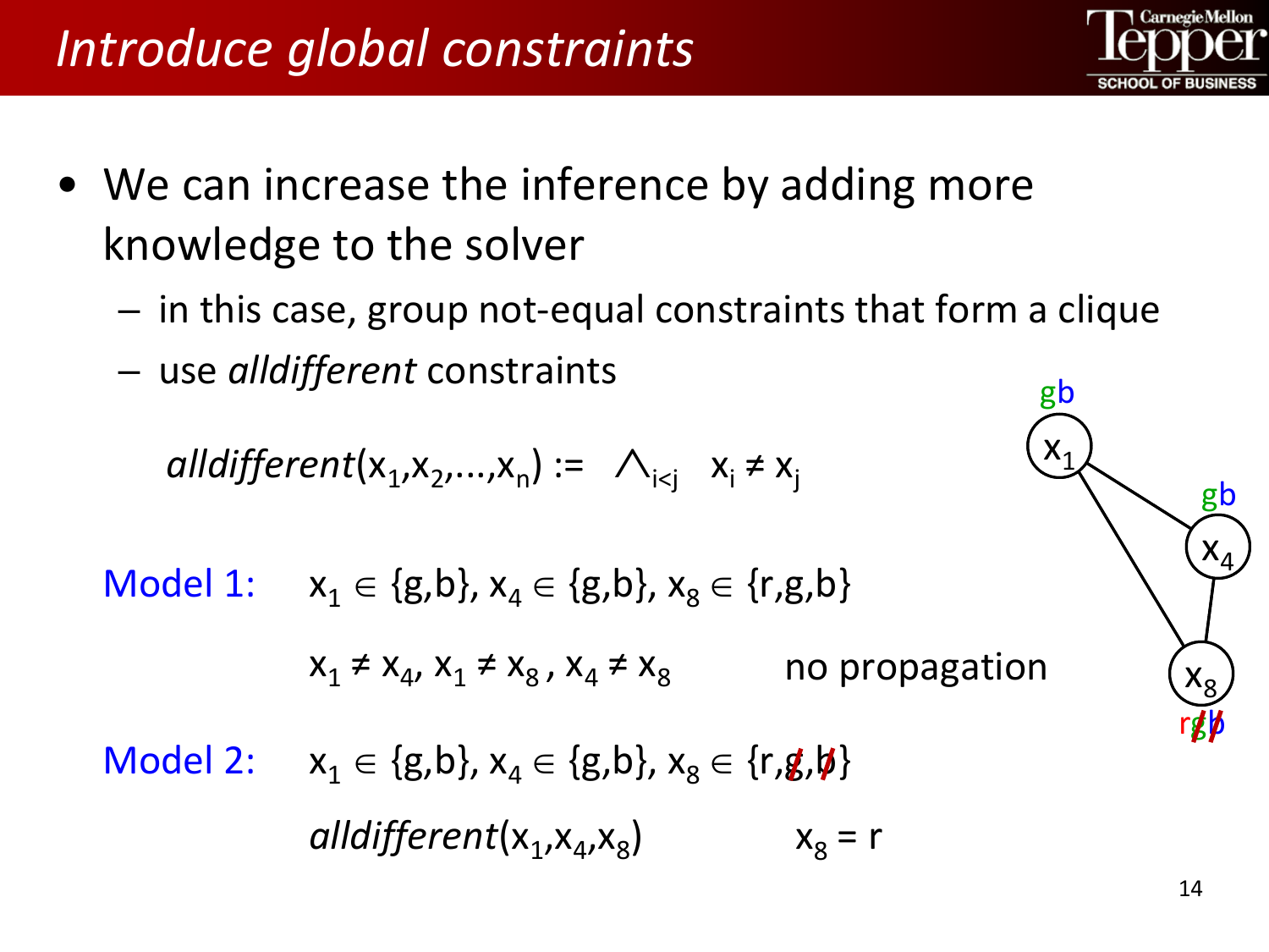# Introduce global constraints

- We can increase the inference by adding more knowledge to the solver
  - in this case, group not-equal constraints that form a clique
  - use *alldifferent* constraints

$$alldifferent(x_1, x_2, \ldots, x_n) := \bigwedge_{i<j} \; x_i \neq x_j$$

**Model 1:** $x_1 \in \{g,b\}$, $x_4 \in \{g,b\}$, $x_8 \in \{r,g,b\}$

$x_1 \neq x_4$, $x_1 \neq x_8$, $x_4 \neq x_8$ no propagation

**Model 2:** $x_1 \in \{g,b\}$, $x_4 \in \{g,b\}$, $x_8 \in \{r,\not{g},\not{b}\}$

*alldifferent*$(x_1, x_4, x_8)$ $x_8 = r$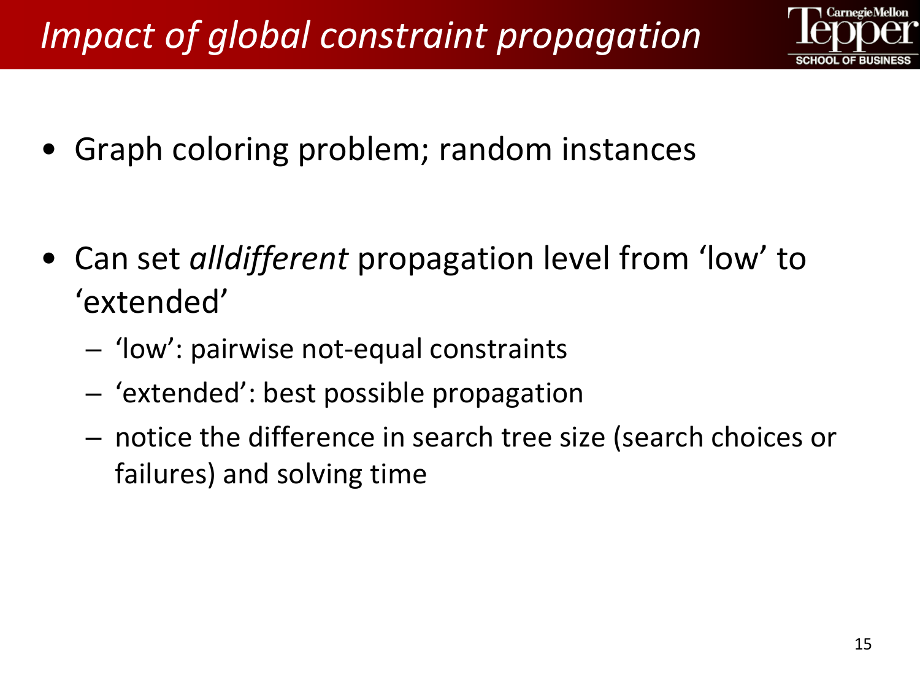# *Impact of global constraint propagation*

- Graph coloring problem; random instances
- Can set *alldifferent* propagation level from 'low' to 'extended'
  - 'low': pairwise not-equal constraints
  - 'extended': best possible propagation
  - notice the difference in search tree size (search choices or failures) and solving time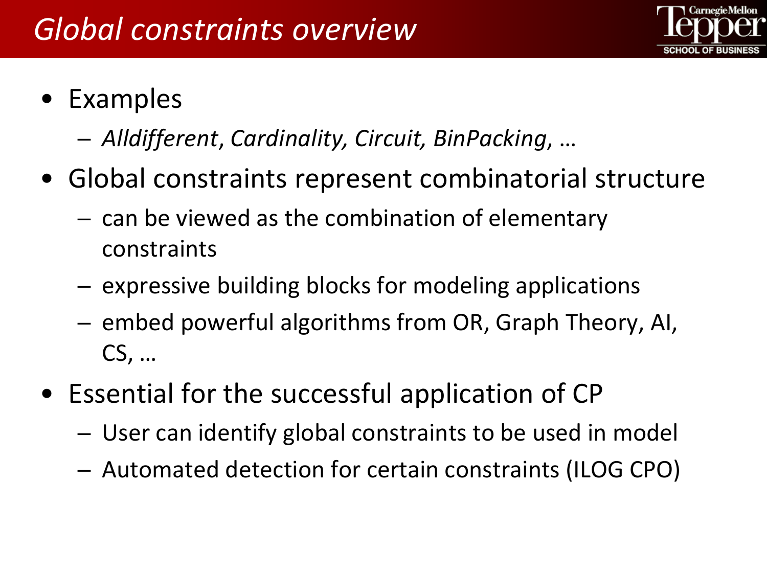# *Global constraints overview*

- Examples
  - *Alldifferent*, *Cardinality, Circuit, BinPacking*, …
- Global constraints represent combinatorial structure
  - can be viewed as the combination of elementary constraints
  - expressive building blocks for modeling applications
  - embed powerful algorithms from OR, Graph Theory, AI, CS, …
- Essential for the successful application of CP
  - User can identify global constraints to be used in model
  - Automated detection for certain constraints (ILOG CPO)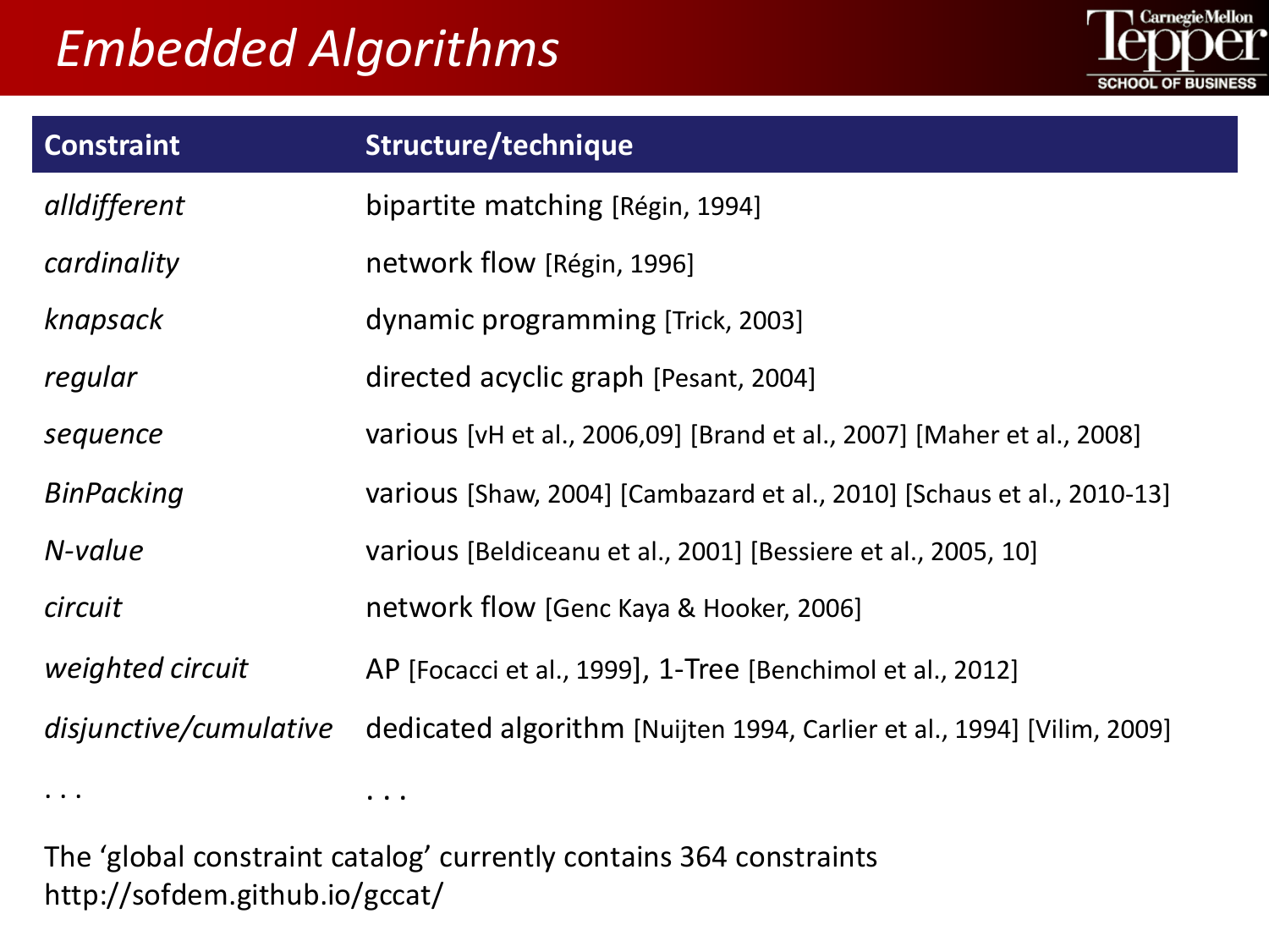# *Embedded Algorithms*

| Constraint | Structure/technique |
|---|---|
| *alldifferent* | bipartite matching [Régin, 1994] |
| *cardinality* | network flow [Régin, 1996] |
| *knapsack* | dynamic programming [Trick, 2003] |
| *regular* | directed acyclic graph [Pesant, 2004] |
| *sequence* | various [vH et al., 2006,09] [Brand et al., 2007] [Maher et al., 2008] |
| *BinPacking* | various [Shaw, 2004] [Cambazard et al., 2010] [Schaus et al., 2010-13] |
| *N-value* | various [Beldiceanu et al., 2001] [Bessiere et al., 2005, 10] |
| *circuit* | network flow [Genc Kaya & Hooker, 2006] |
| *weighted circuit* | AP [Focacci et al., 1999], 1-Tree [Benchimol et al., 2012] |
| *disjunctive/cumulative* | dedicated algorithm [Nuijten 1994, Carlier et al., 1994] [Vilim, 2009] |
| . . . | . . . |

The 'global constraint catalog' currently contains 364 constraints
http://sofdem.github.io/gccat/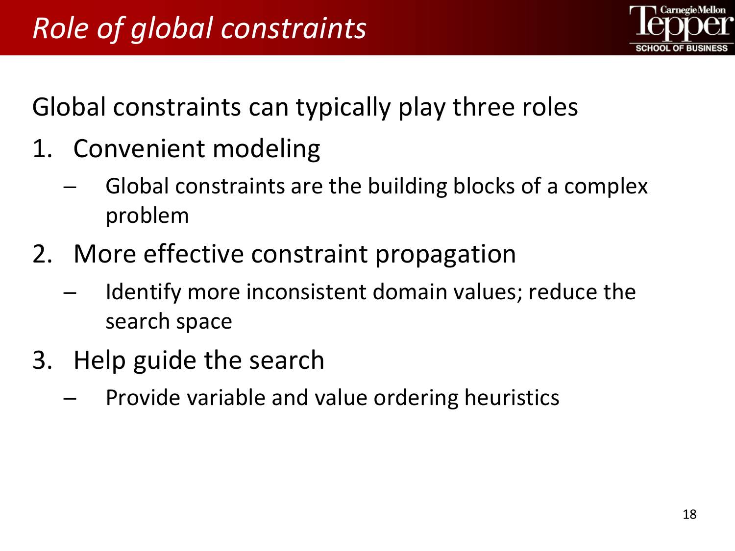# *Role of global constraints*

Global constraints can typically play three roles

1. Convenient modeling
   – Global constraints are the building blocks of a complex problem
2. More effective constraint propagation
   – Identify more inconsistent domain values; reduce the search space
3. Help guide the search
   – Provide variable and value ordering heuristics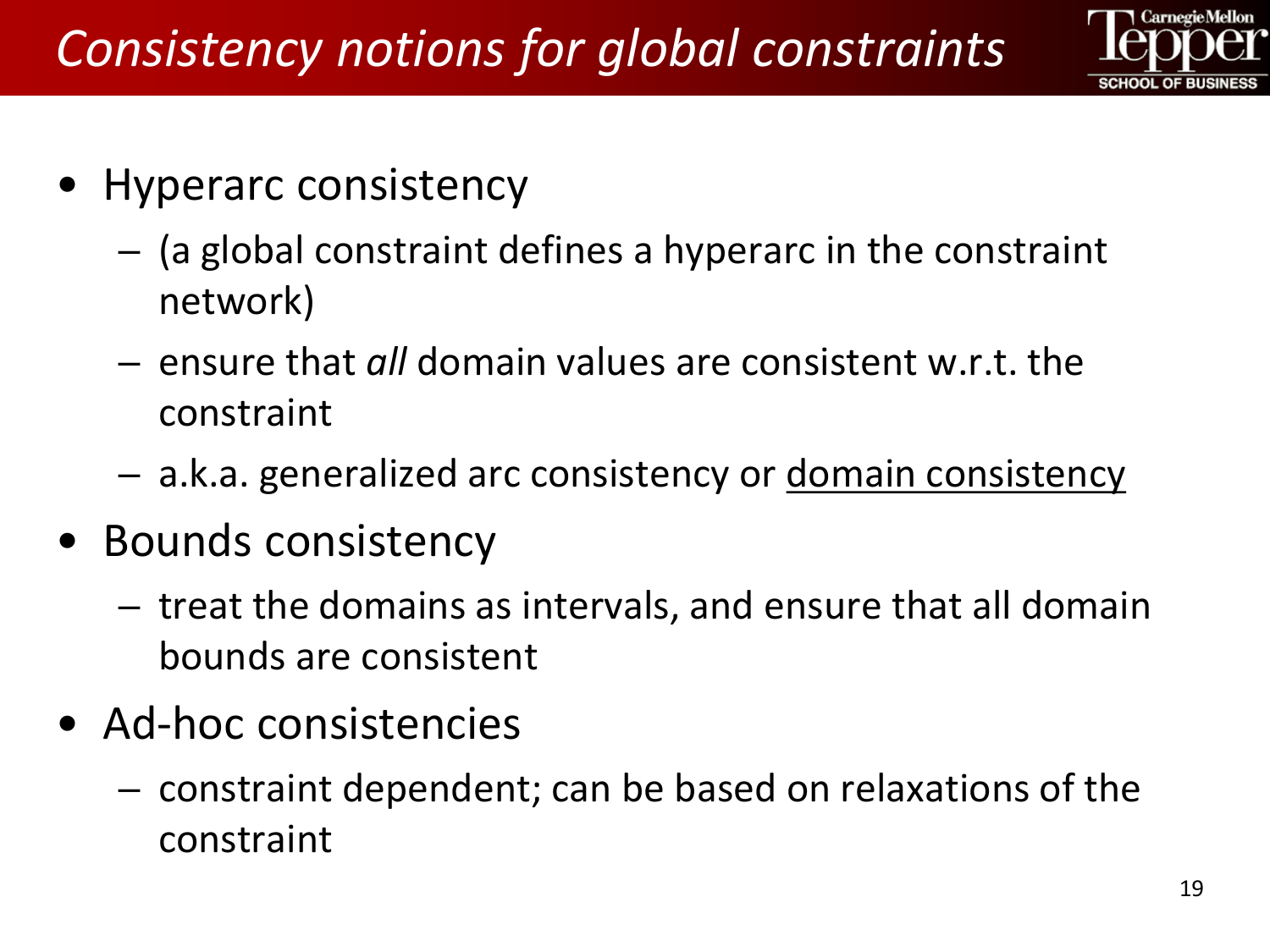# *Consistency notions for global constraints*

- Hyperarc consistency
  - (a global constraint defines a hyperarc in the constraint network)
  - ensure that *all* domain values are consistent w.r.t. the constraint
  - a.k.a. generalized arc consistency or <u>domain consistency</u>
- Bounds consistency
  - treat the domains as intervals, and ensure that all domain bounds are consistent
- Ad-hoc consistencies
  - constraint dependent; can be based on relaxations of the constraint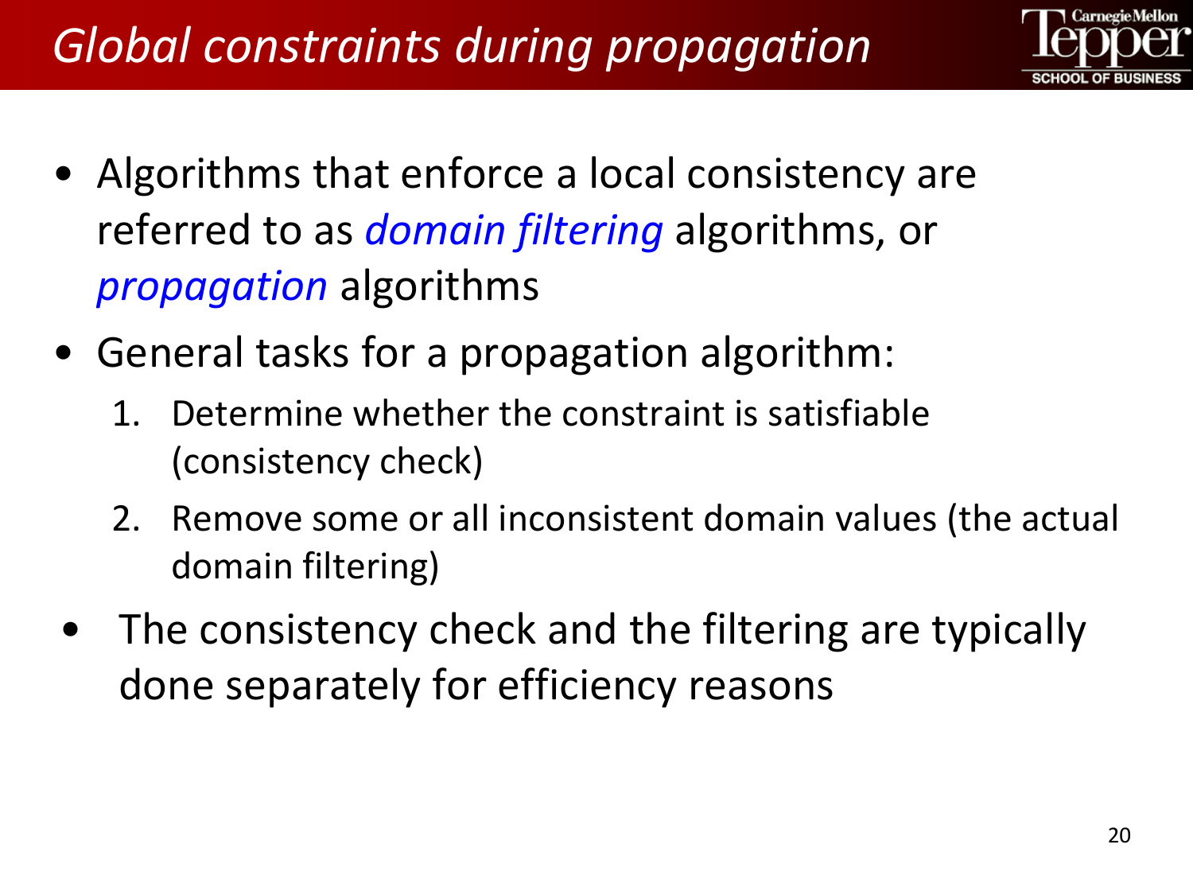# *Global constraints during propagation*

- Algorithms that enforce a local consistency are referred to as *domain filtering* algorithms, or *propagation* algorithms
- General tasks for a propagation algorithm:
    1. Determine whether the constraint is satisfiable (consistency check)
    2. Remove some or all inconsistent domain values (the actual domain filtering)
- The consistency check and the filtering are typically done separately for efficiency reasons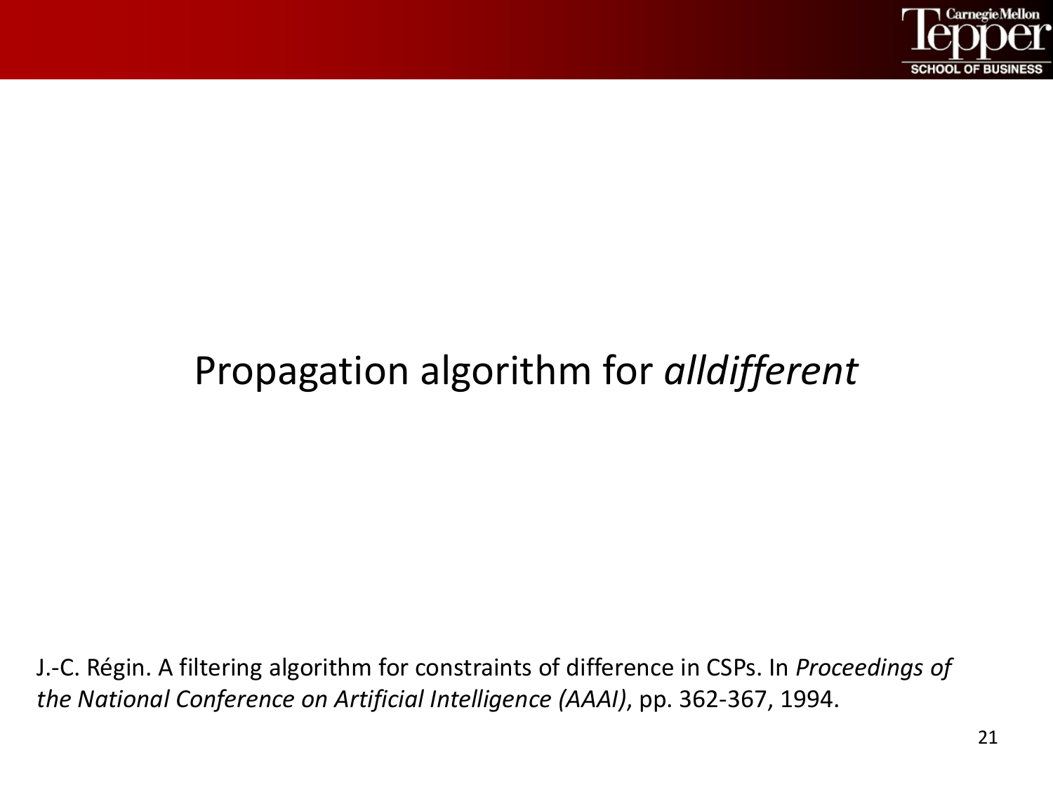# Propagation algorithm for *alldifferent*

J.-C. Régin. A filtering algorithm for constraints of difference in CSPs. In *Proceedings of the National Conference on Artificial Intelligence (AAAI)*, pp. 362-367, 1994.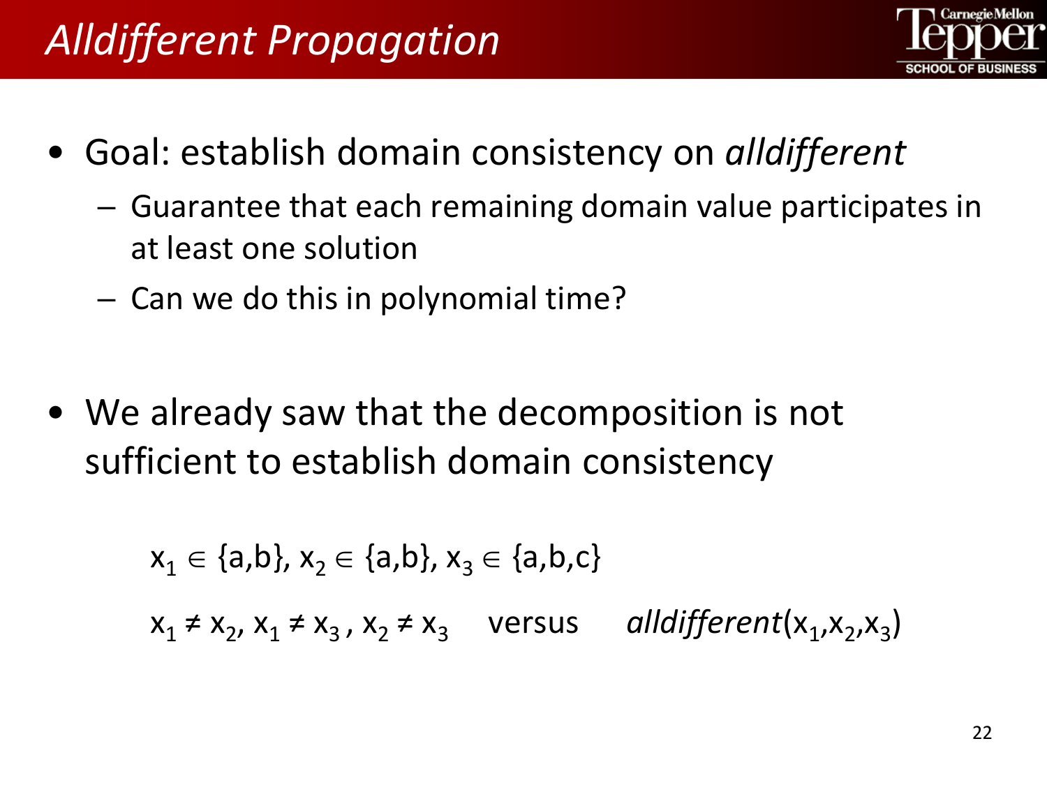# *Alldifferent* Propagation

- Goal: establish domain consistency on *alldifferent*
  - Guarantee that each remaining domain value participates in at least one solution
  - Can we do this in polynomial time?

- We already saw that the decomposition is not sufficient to establish domain consistency

$x_1 \in \{a,b\}$, $x_2 \in \{a,b\}$, $x_3 \in \{a,b,c\}$

$x_1 \neq x_2$, $x_1 \neq x_3$, $x_2 \neq x_3$ versus *alldifferent*($x_1,x_2,x_3$)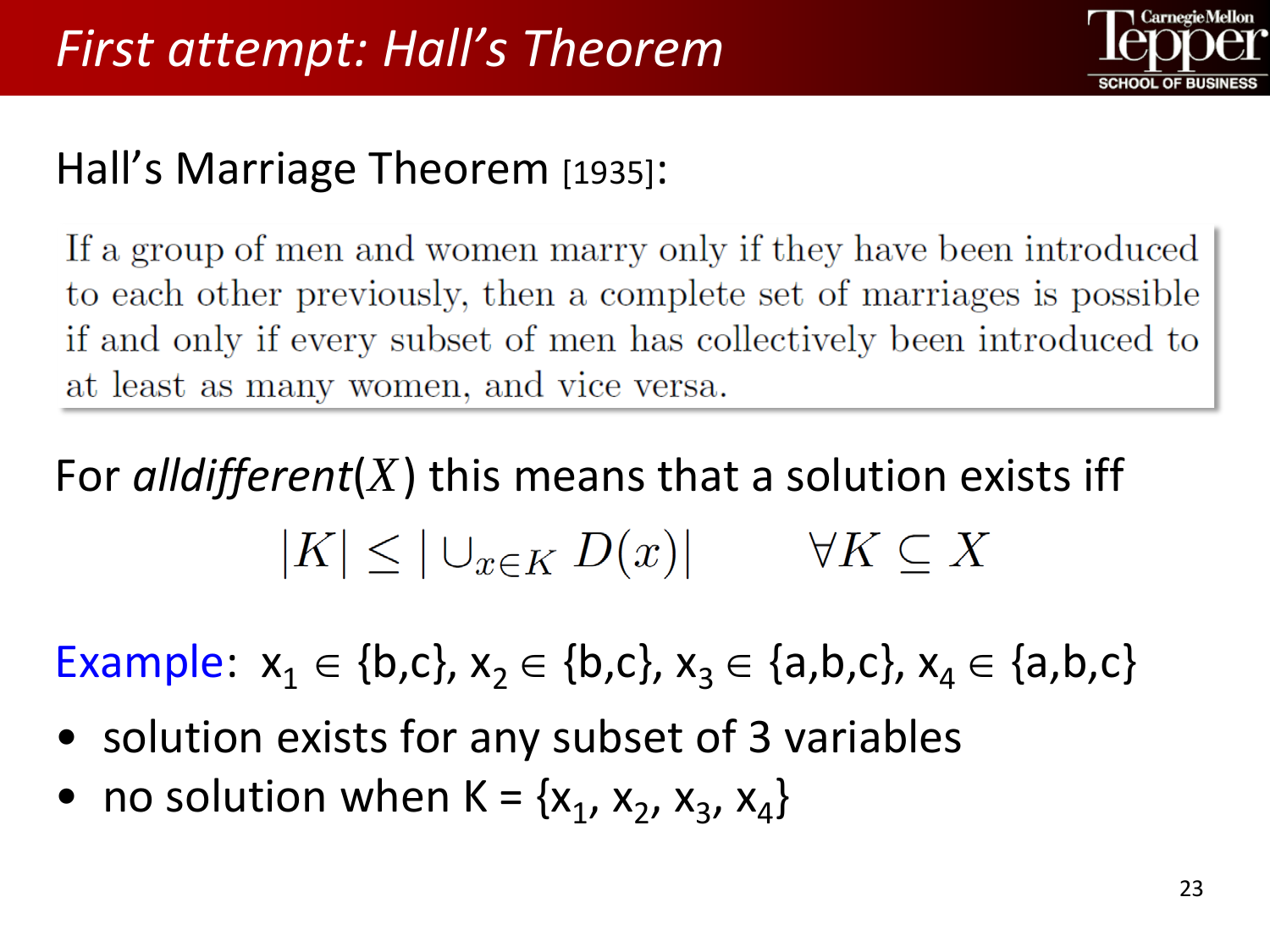# First attempt: Hall's Theorem

Hall's Marriage Theorem [1935]:

> If a group of men and women marry only if they have been introduced to each other previously, then a complete set of marriages is possible if and only if every subset of men has collectively been introduced to at least as many women, and vice versa.

For *alldifferent*($X$) this means that a solution exists iff

$$|K| \leq |\cup_{x \in K} D(x)| \qquad \forall K \subseteq X$$

Example: $x_1 \in \{b,c\}$, $x_2 \in \{b,c\}$, $x_3 \in \{a,b,c\}$, $x_4 \in \{a,b,c\}$

- solution exists for any subset of 3 variables
- no solution when $K = \{x_1, x_2, x_3, x_4\}$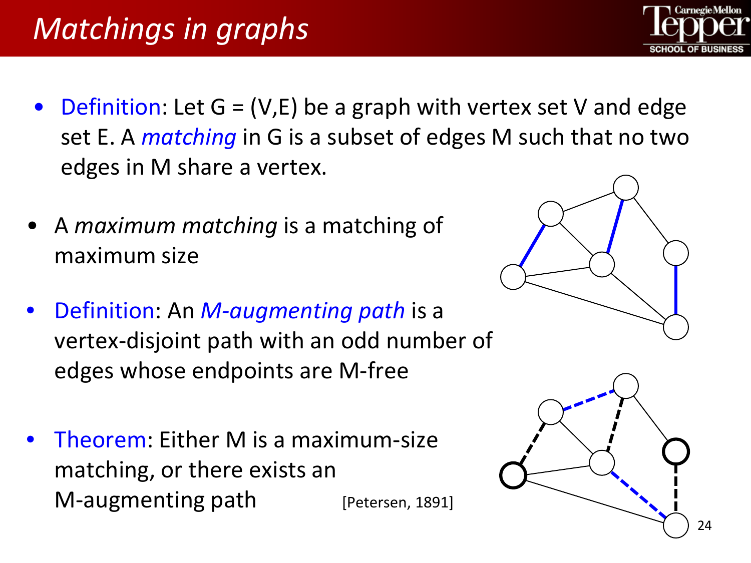# Matchings in graphs

- Definition: Let G = (V,E) be a graph with vertex set V and edge set E. A *matching* in G is a subset of edges M such that no two edges in M share a vertex.

- A *maximum matching* is a matching of maximum size

- Definition: An *M-augmenting path* is a vertex-disjoint path with an odd number of edges whose endpoints are M-free

- Theorem: Either M is a maximum-size matching, or there exists an M-augmenting path [Petersen, 1891]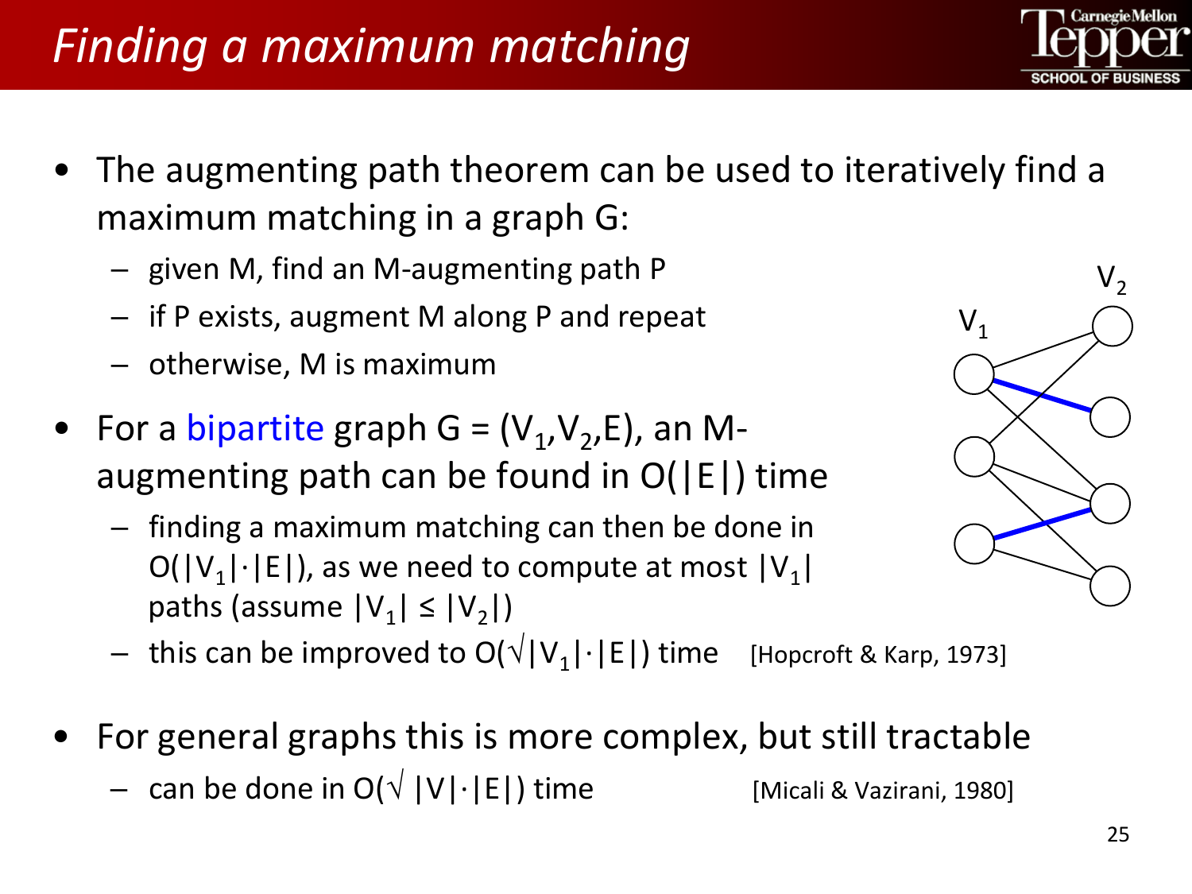# Finding a maximum matching

- The augmenting path theorem can be used to iteratively find a maximum matching in a graph G:
  - given M, find an M-augmenting path P
  - if P exists, augment M along P and repeat
  - otherwise, M is maximum
- For a bipartite graph $G = (V_1, V_2, E)$, an M-augmenting path can be found in $O(|E|)$ time
  - finding a maximum matching can then be done in $O(|V_1| \cdot |E|)$, as we need to compute at most $|V_1|$ paths (assume $|V_1| \leq |V_2|$)
  - this can be improved to $O(\sqrt{|V_1|} \cdot |E|)$ time [Hopcroft & Karp, 1973]
- For general graphs this is more complex, but still tractable
  - can be done in $O(\sqrt{|V|} \cdot |E|)$ time [Micali & Vazirani, 1980]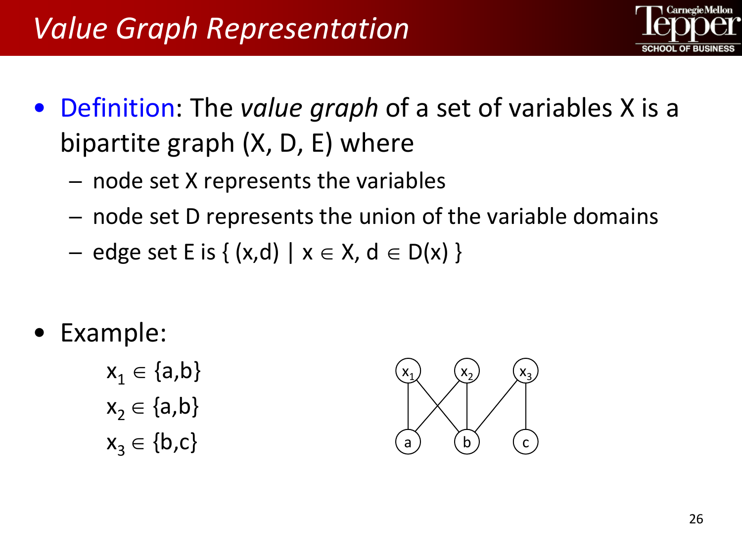# Value Graph Representation

- Definition: The *value graph* of a set of variables X is a bipartite graph (X, D, E) where
  - node set X represents the variables
  - node set D represents the union of the variable domains
  - edge set E is $\{ (x,d) \mid x \in X, d \in D(x) \}$

- Example:

  $x_1 \in \{a,b\}$

  $x_2 \in \{a,b\}$

  $x_3 \in \{b,c\}$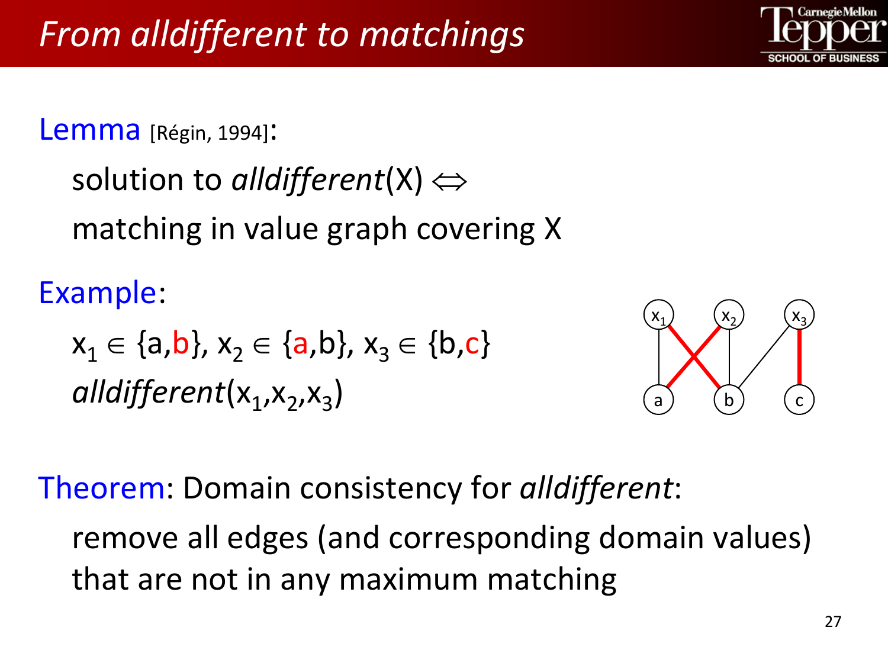# *From alldifferent to matchings*

**Lemma** [Régin, 1994]:

solution to *alldifferent*(X) $\Leftrightarrow$ matching in value graph covering X

**Example**:

$x_1 \in \{a,b\}$, $x_2 \in \{a,b\}$, $x_3 \in \{b,c\}$

*alldifferent*($x_1$,$x_2$,$x_3$)

**Theorem**: Domain consistency for *alldifferent*:

remove all edges (and corresponding domain values) that are not in any maximum matching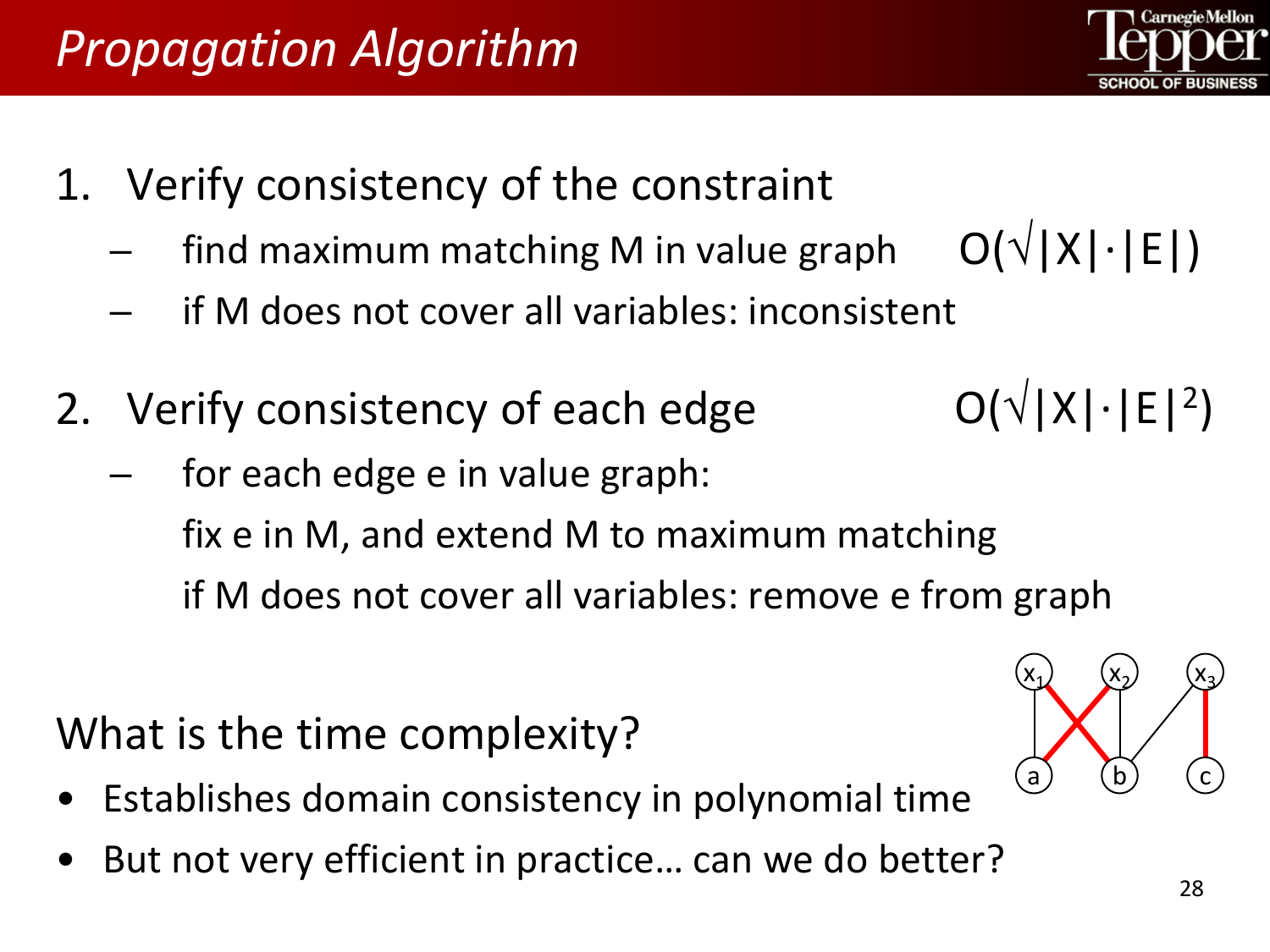# Propagation Algorithm

1. Verify consistency of the constraint
   - find maximum matching M in value graph $O(\sqrt{|X|} \cdot |E|)$
   - if M does not cover all variables: inconsistent

2. Verify consistency of each edge $O(\sqrt{|X|} \cdot |E|^2)$
   - for each edge e in value graph:
     fix e in M, and extend M to maximum matching
     if M does not cover all variables: remove e from graph

What is the time complexity?

- Establishes domain consistency in polynomial time
- But not very efficient in practice… can we do better?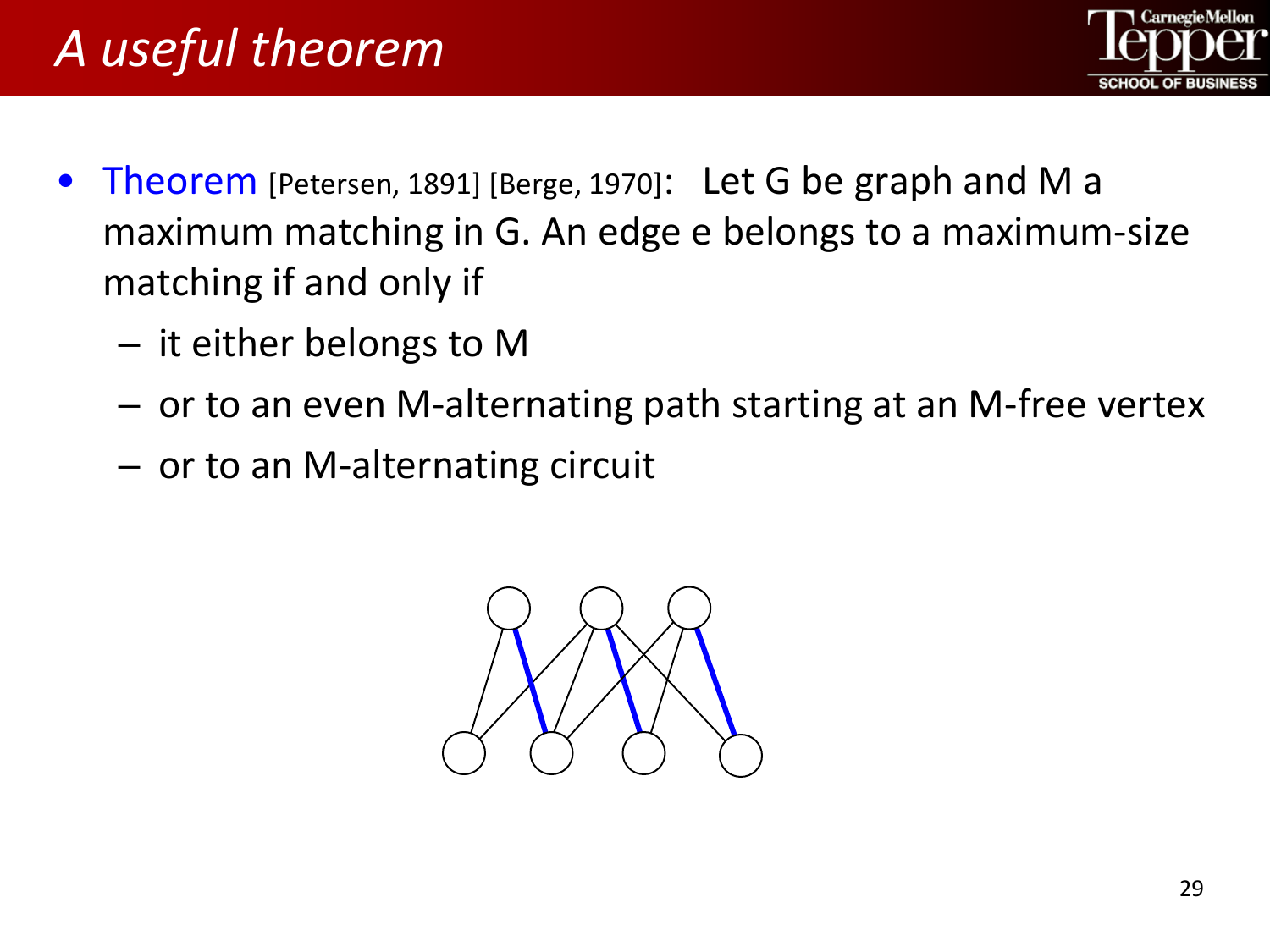# A useful theorem

- Theorem [Petersen, 1891] [Berge, 1970]: Let G be graph and M a maximum matching in G. An edge e belongs to a maximum-size matching if and only if
  - it either belongs to M
  - or to an even M-alternating path starting at an M-free vertex
  - or to an M-alternating circuit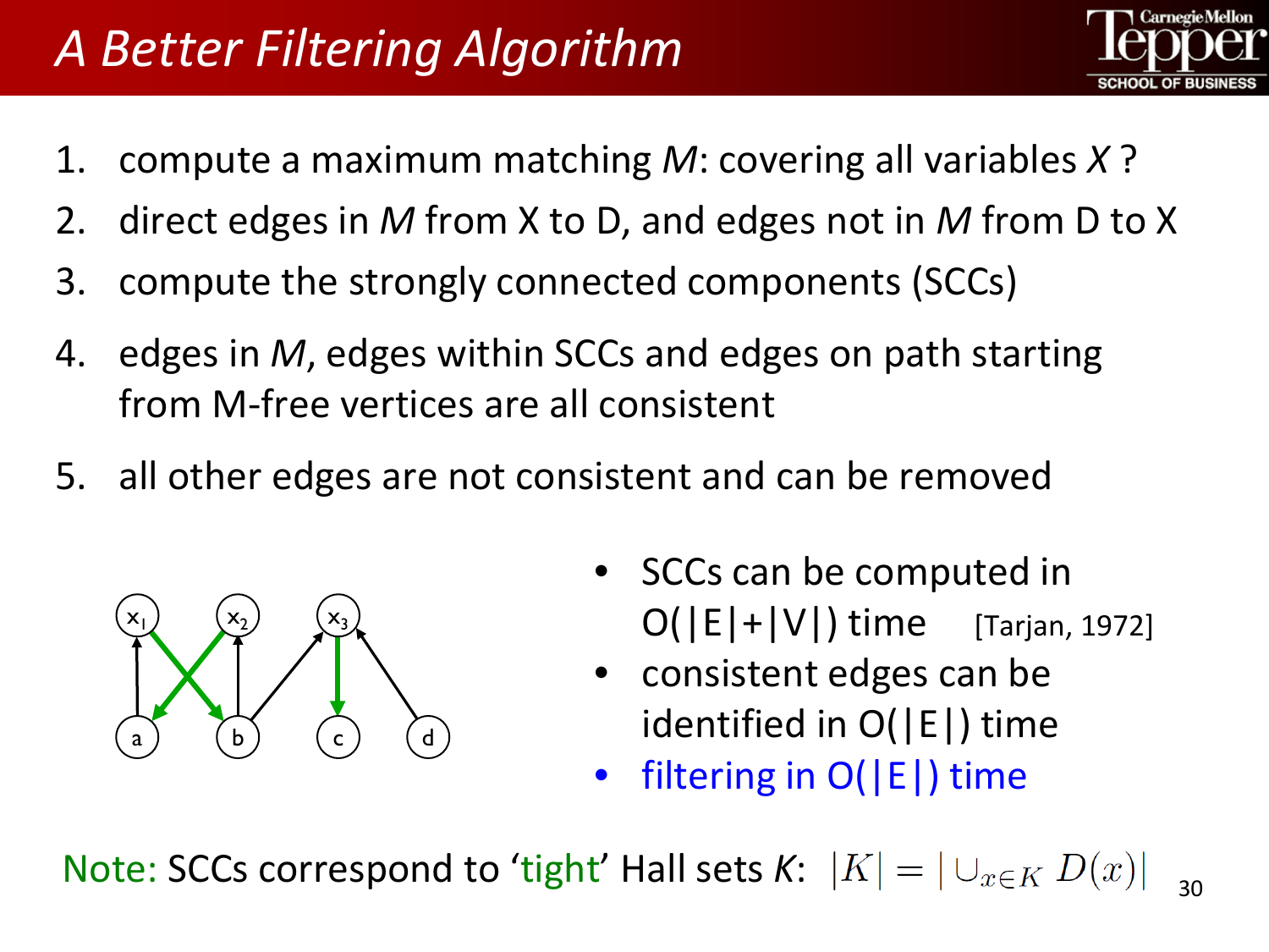# A Better Filtering Algorithm

1. compute a maximum matching *M*: covering all variables *X* ?
2. direct edges in *M* from X to D, and edges not in *M* from D to X
3. compute the strongly connected components (SCCs)
4. edges in *M*, edges within SCCs and edges on path starting from M-free vertices are all consistent
5. all other edges are not consistent and can be removed

- SCCs can be computed in O(|E|+|V|) time [Tarjan, 1972]
- consistent edges can be identified in O(|E|) time
- filtering in O(|E|) time

Note: SCCs correspond to 'tight' Hall sets *K*: $|K| = |\cup_{x \in K} D(x)|$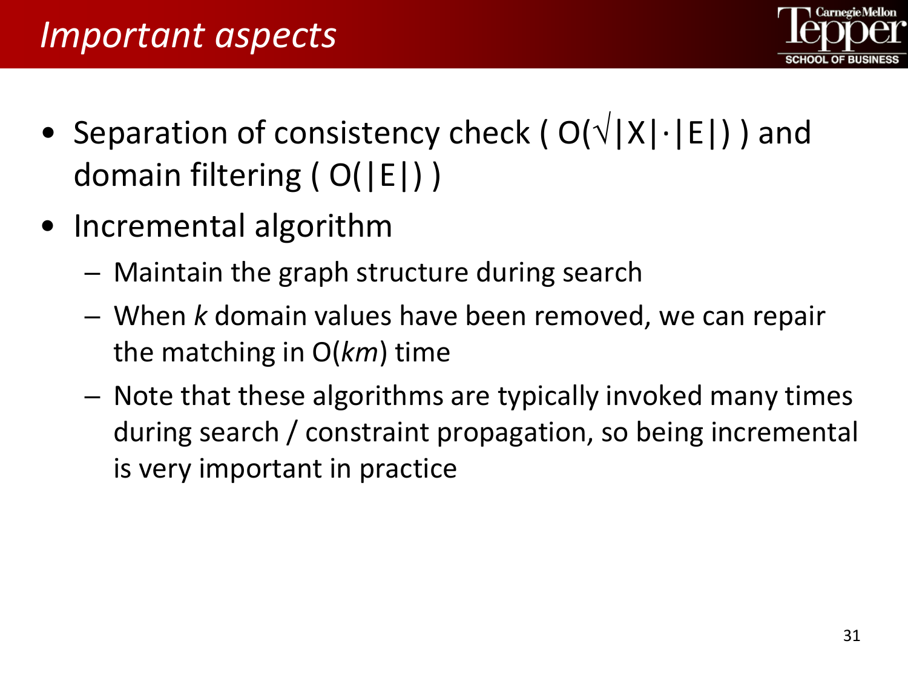# *Important aspects*

- Separation of consistency check ( $O(\sqrt{|X|} \cdot |E|)$ ) and domain filtering ( $O(|E|)$ )
- Incremental algorithm
  - Maintain the graph structure during search
  - When $k$ domain values have been removed, we can repair the matching in $O(km)$ time
  - Note that these algorithms are typically invoked many times during search / constraint propagation, so being incremental is very important in practice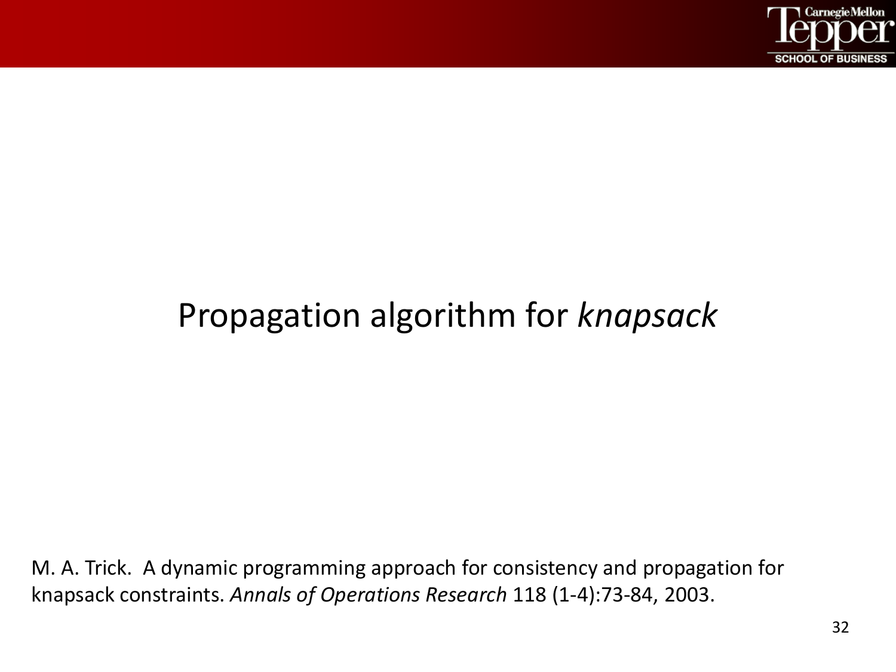# Propagation algorithm for *knapsack*

M. A. Trick. A dynamic programming approach for consistency and propagation for knapsack constraints. *Annals of Operations Research* 118 (1-4):73-84, 2003.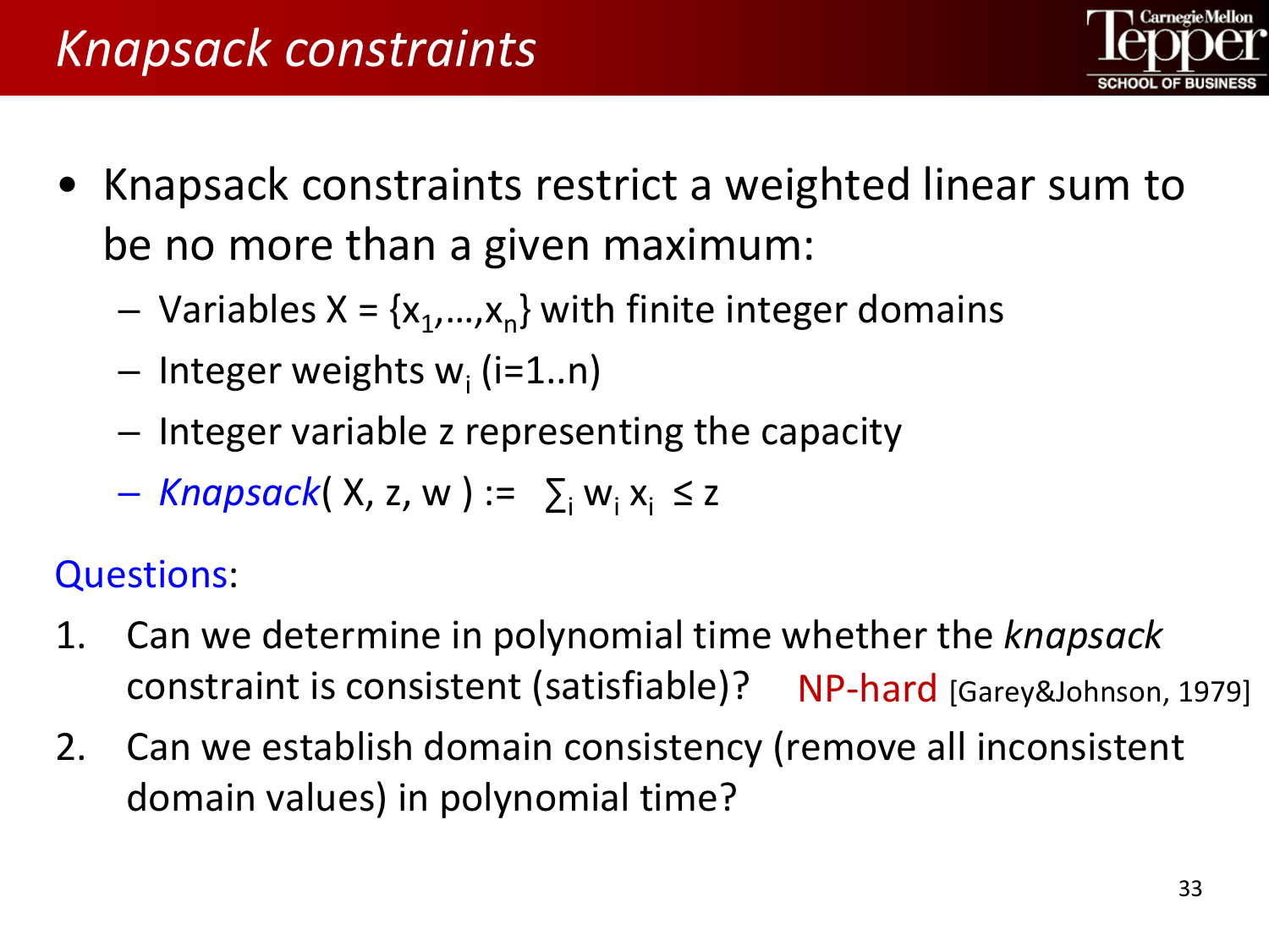# *Knapsack constraints*

- Knapsack constraints restrict a weighted linear sum to be no more than a given maximum:
  - Variables $X = \{x_1,\ldots,x_n\}$ with finite integer domains
  - Integer weights $w_i$ (i=1..n)
  - Integer variable z representing the capacity
  - *Knapsack*( X, z, w ) := $\sum_i w_i x_i \leq z$

Questions:

1. Can we determine in polynomial time whether the *knapsack* constraint is consistent (satisfiable)? NP-hard [Garey&Johnson, 1979]
2. Can we establish domain consistency (remove all inconsistent domain values) in polynomial time?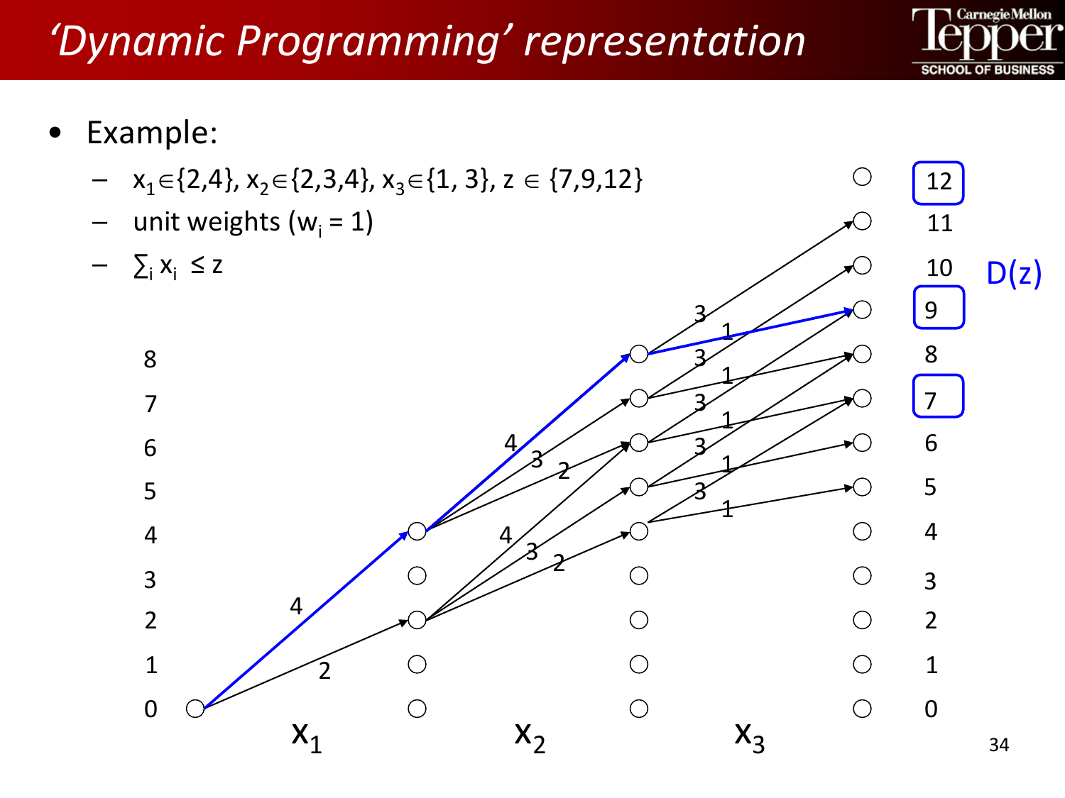# 'Dynamic Programming' representation

- Example:
  - $x_1 \in \{2,4\}$, $x_2 \in \{2,3,4\}$, $x_3 \in \{1, 3\}$, $z \in \{7,9,12\}$
  - unit weights ($w_i = 1$)
  - $\sum_i x_i \leq z$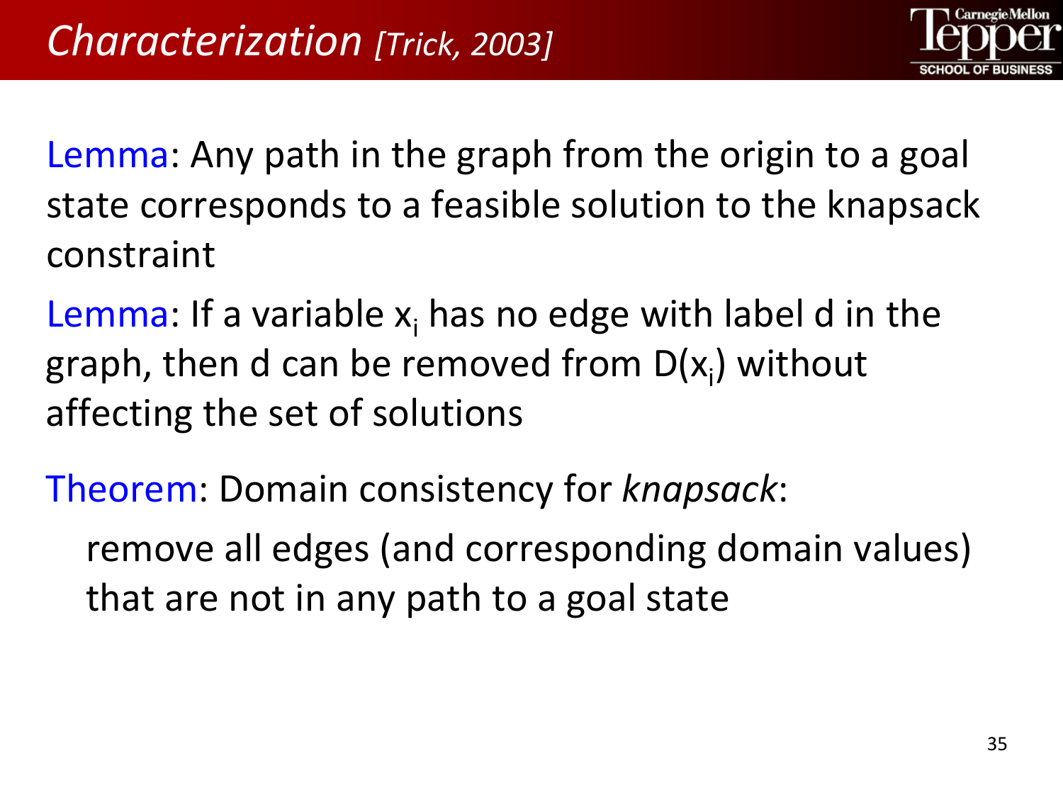# *Characterization* *[Trick, 2003]*

Lemma: Any path in the graph from the origin to a goal state corresponds to a feasible solution to the knapsack constraint

Lemma: If a variable $x_i$ has no edge with label d in the graph, then d can be removed from $D(x_i)$ without affecting the set of solutions

Theorem: Domain consistency for *knapsack*:

remove all edges (and corresponding domain values) that are not in any path to a goal state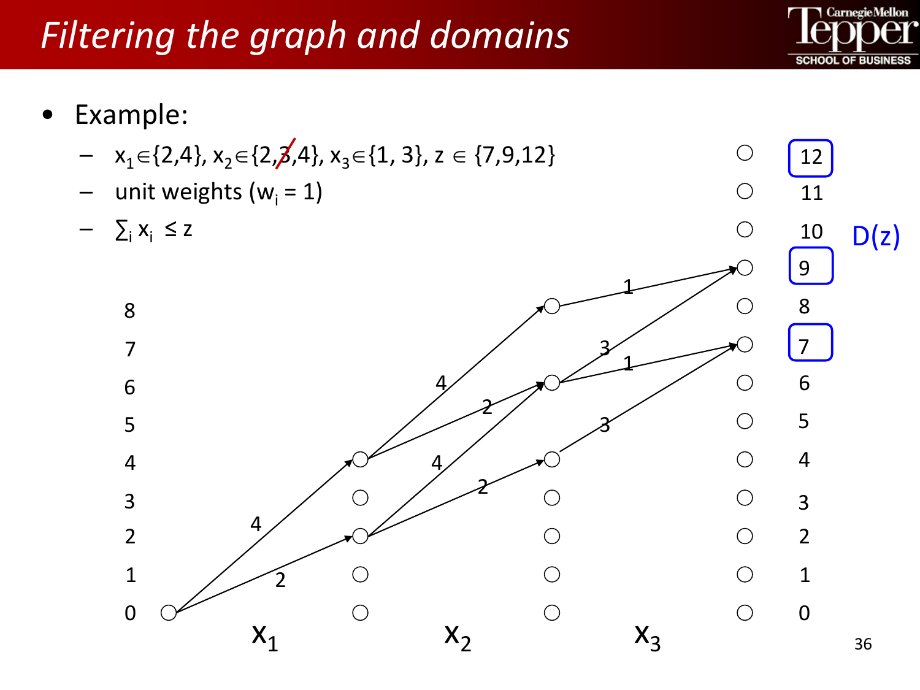# Filtering the graph and domains

- Example:
  - $x_1 \in \{2,4\}$, $x_2 \in \{2,\cancel{3},4\}$, $x_3 \in \{1, 3\}$, $z \in \{7,9,12\}$
  - unit weights ($w_i = 1$)
  - $\sum_i x_i \leq z$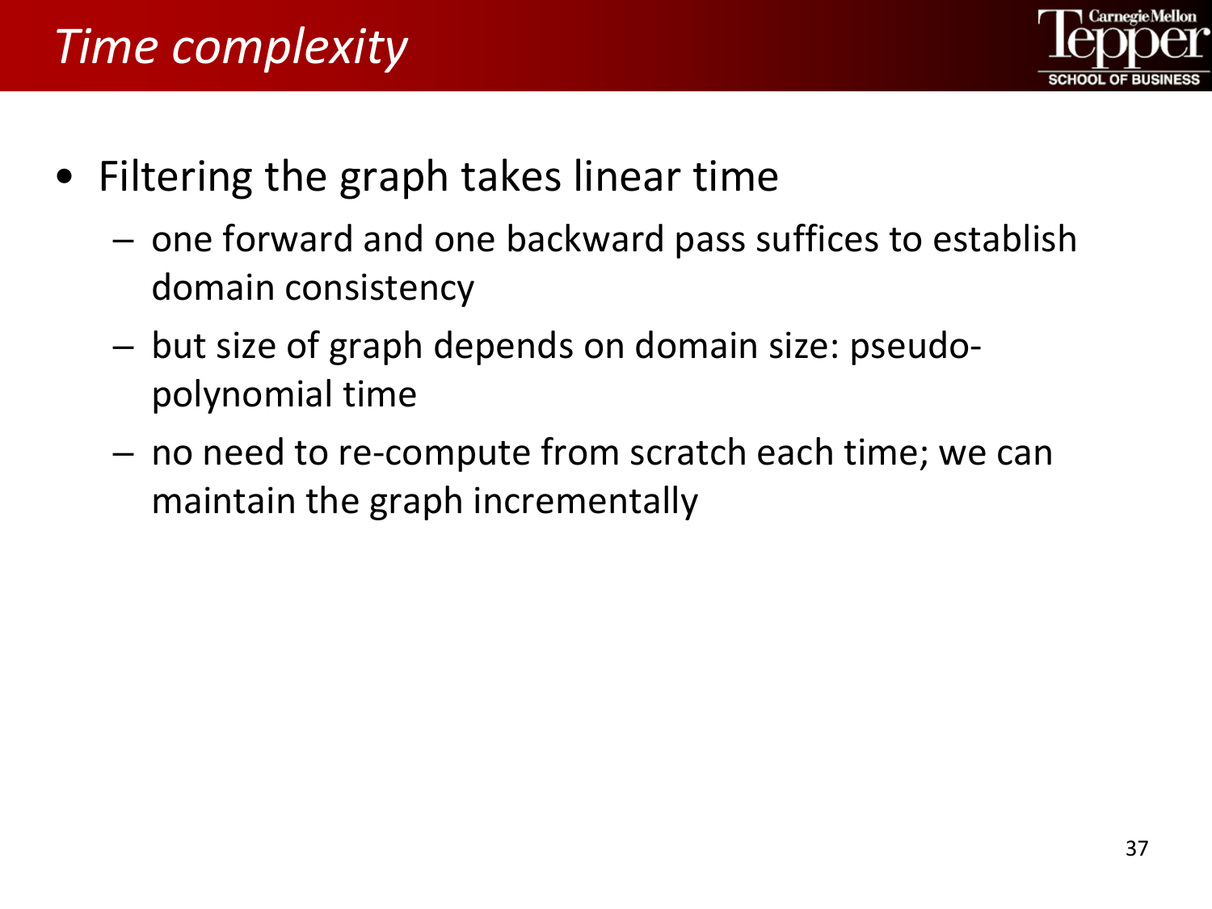# Time complexity

- Filtering the graph takes linear time
  - one forward and one backward pass suffices to establish domain consistency
  - but size of graph depends on domain size: pseudo-polynomial time
  - no need to re-compute from scratch each time; we can maintain the graph incrementally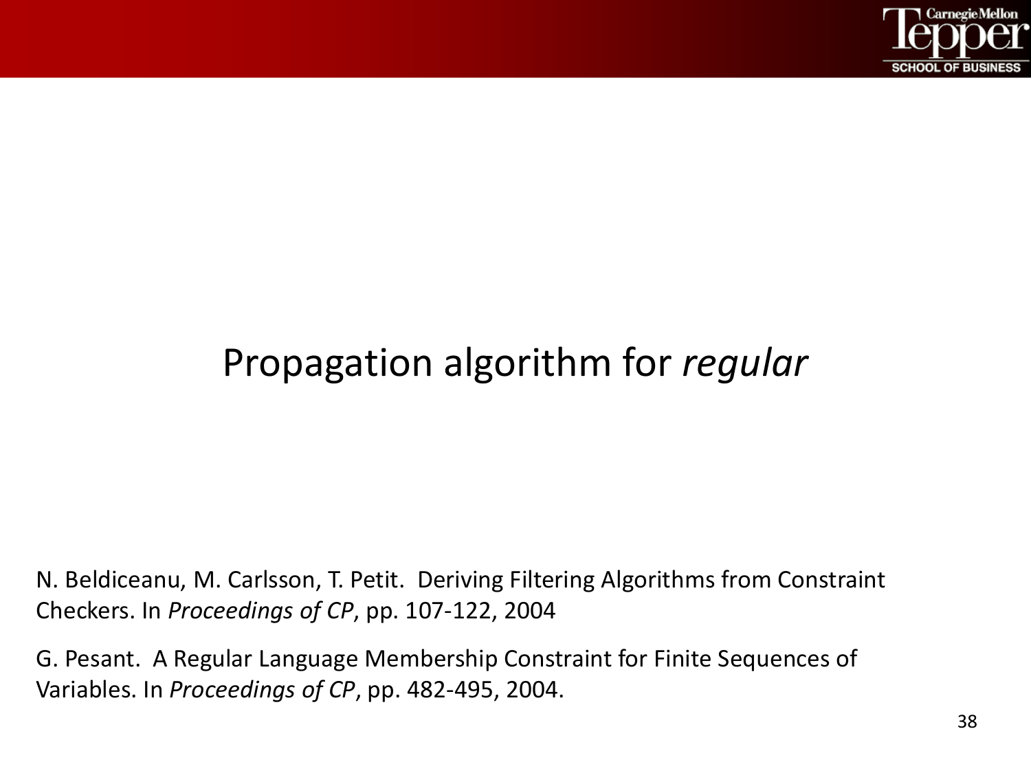# Propagation algorithm for *regular*

N. Beldiceanu, M. Carlsson, T. Petit. Deriving Filtering Algorithms from Constraint Checkers. In *Proceedings of CP*, pp. 107-122, 2004

G. Pesant. A Regular Language Membership Constraint for Finite Sequences of Variables. In *Proceedings of CP*, pp. 482-495, 2004.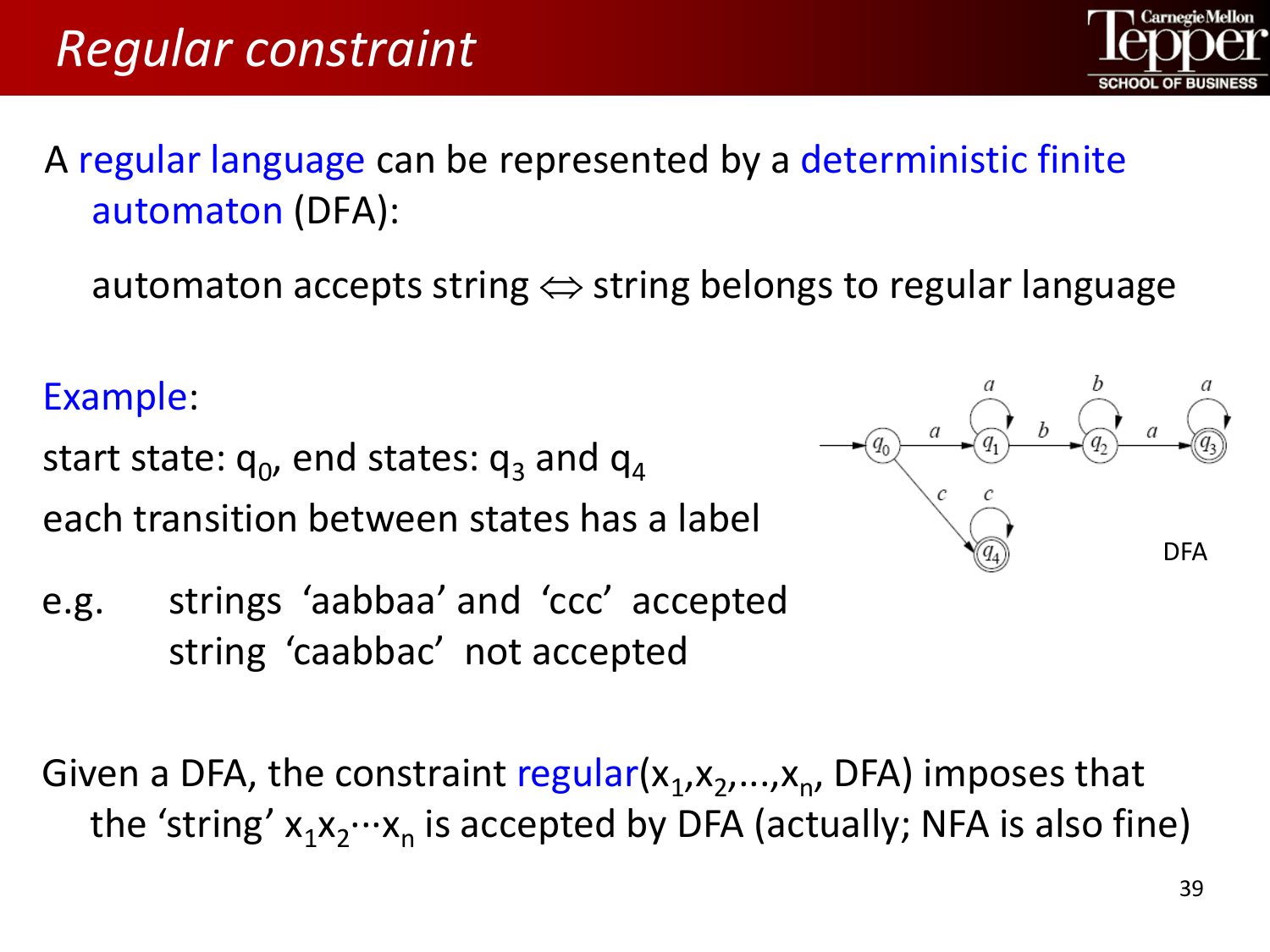# Regular constraint

A regular language can be represented by a deterministic finite automaton (DFA):

automaton accepts string ⇔ string belongs to regular language

Example:

start state: $q_0$, end states: $q_3$ and $q_4$

each transition between states has a label

DFA

e.g. strings ‘aabbaa’ and ‘ccc’ accepted
string ‘caabbac’ not accepted

Given a DFA, the constraint regular($x_1,x_2,\ldots,x_n$, DFA) imposes that the ‘string’ $x_1x_2\cdots x_n$ is accepted by DFA (actually; NFA is also fine)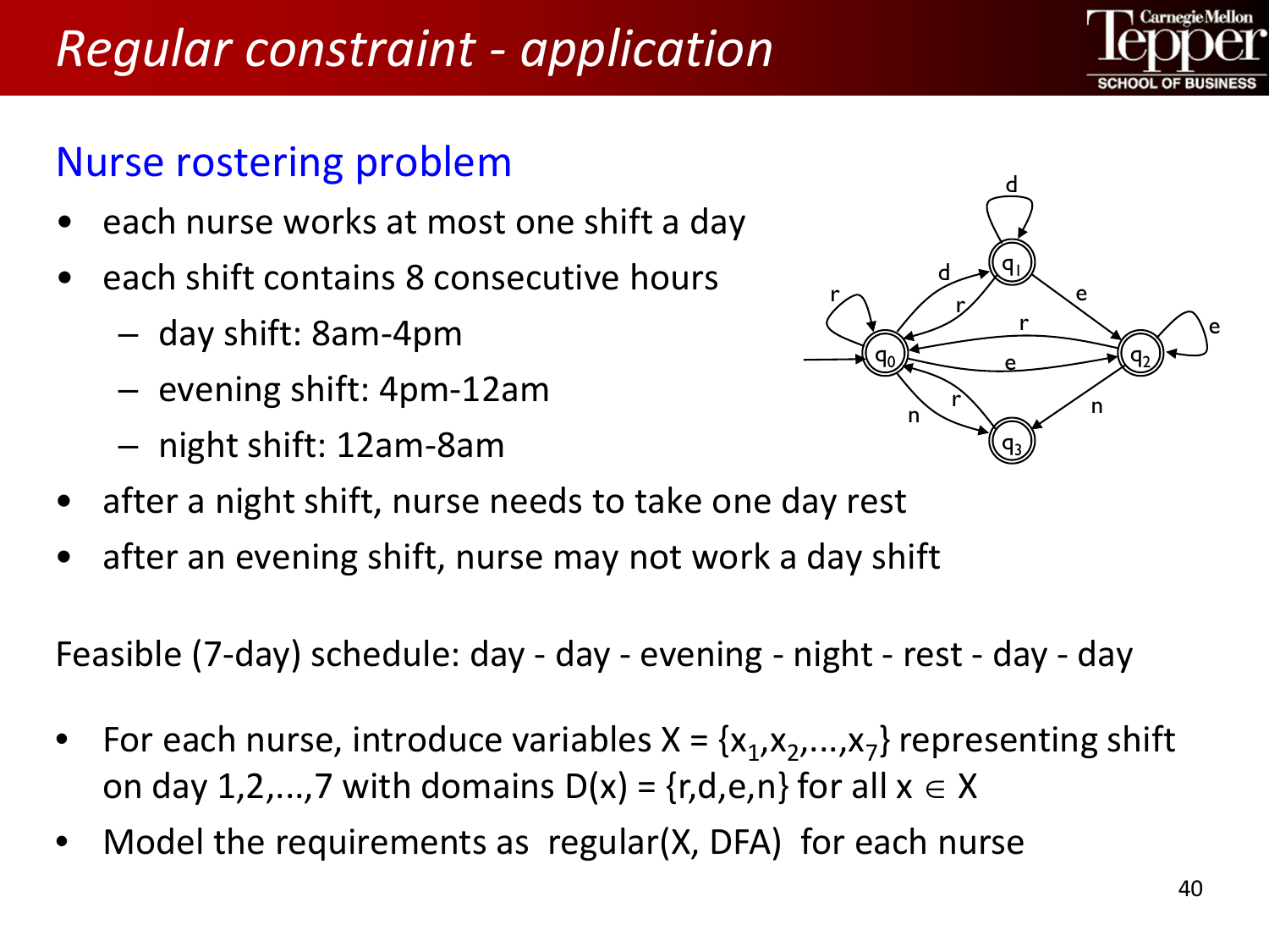# Regular constraint - application

## Nurse rostering problem

- each nurse works at most one shift a day
- each shift contains 8 consecutive hours
  - day shift: 8am-4pm
  - evening shift: 4pm-12am
  - night shift: 12am-8am
- after a night shift, nurse needs to take one day rest
- after an evening shift, nurse may not work a day shift

Feasible (7-day) schedule: day - day - evening - night - rest - day - day

- For each nurse, introduce variables $X = \{x_1, x_2, ..., x_7\}$ representing shift on day 1,2,...,7 with domains $D(x) = \{r,d,e,n\}$ for all $x \in X$
- Model the requirements as regular(X, DFA) for each nurse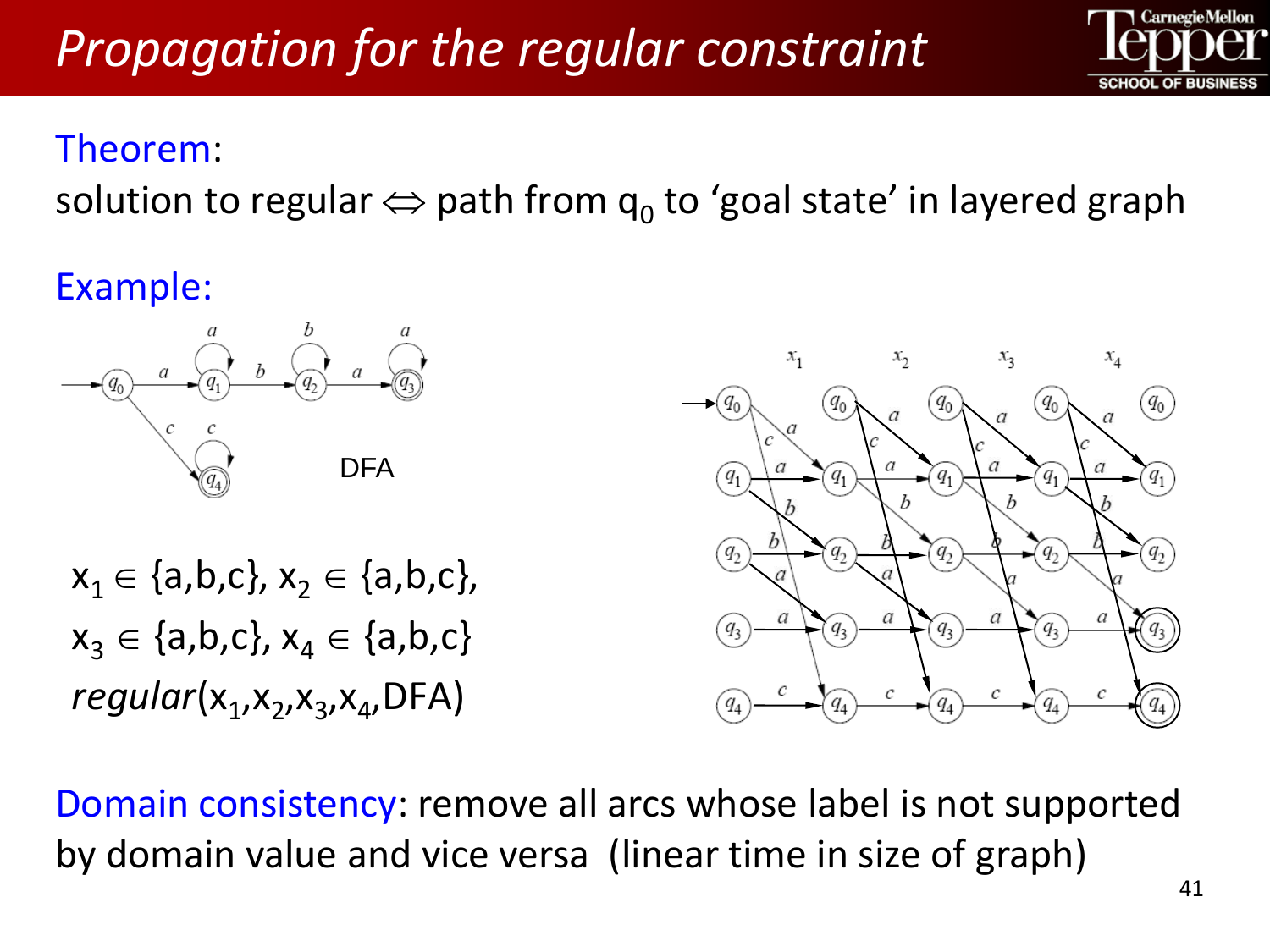# Propagation for the regular constraint

**Theorem:**

solution to regular ⇔ path from $q_0$ to 'goal state' in layered graph

**Example:**

DFA

$x_1 \in \{a,b,c\}$, $x_2 \in \{a,b,c\}$,
$x_3 \in \{a,b,c\}$, $x_4 \in \{a,b,c\}$
*regular*($x_1,x_2,x_3,x_4$,DFA)

**Domain consistency**: remove all arcs whose label is not supported by domain value and vice versa (linear time in size of graph)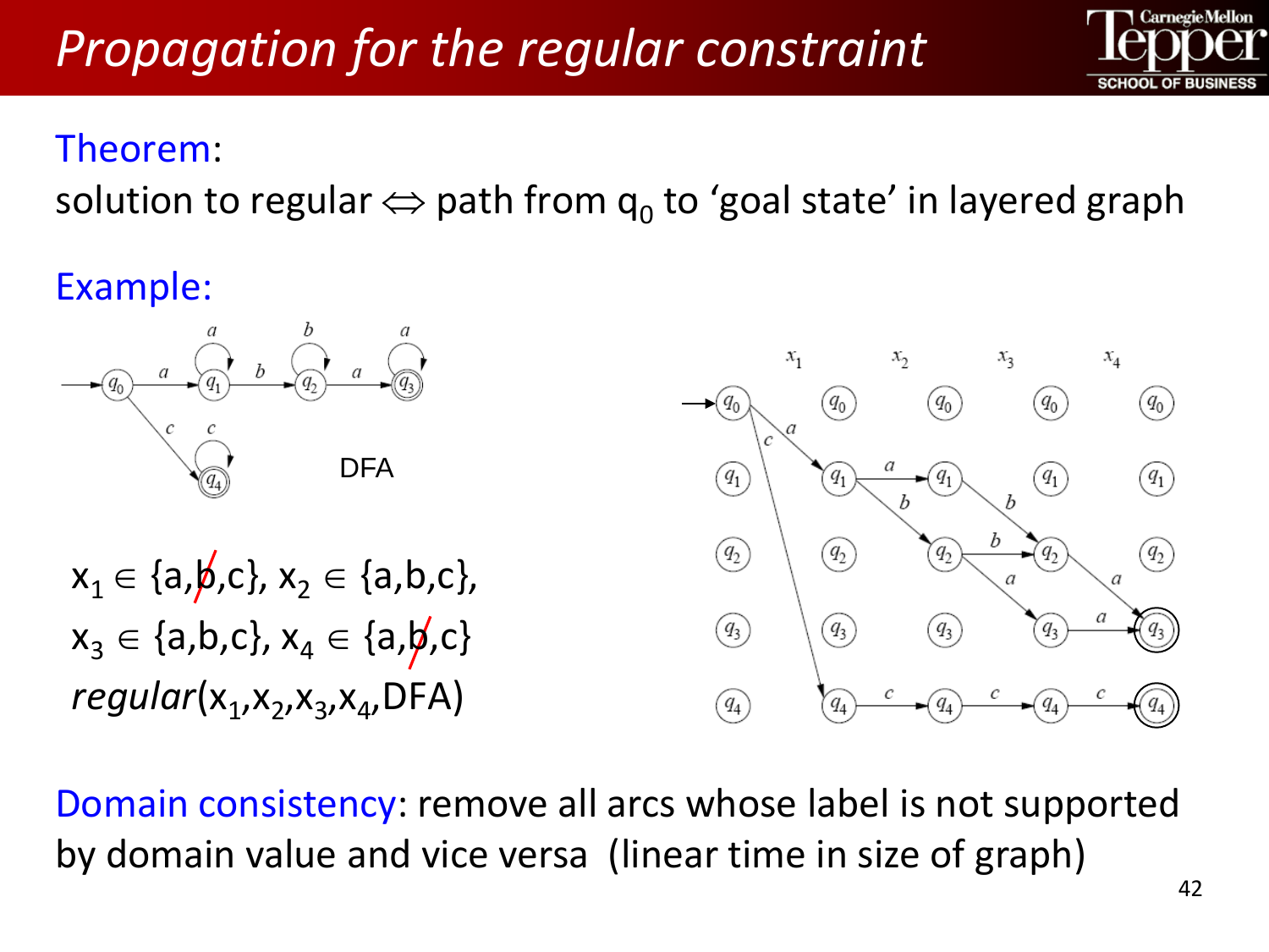# Propagation for the regular constraint

**Theorem:**

solution to regular ⇔ path from $q_0$ to 'goal state' in layered graph

**Example:**

DFA

$x_1 \in \{a, \not{b}, c\}$, $x_2 \in \{a,b,c\}$,
$x_3 \in \{a,b,c\}$, $x_4 \in \{a, \not{b}, c\}$
*regular*($x_1,x_2,x_3,x_4$,DFA)

**Domain consistency:** remove all arcs whose label is not supported by domain value and vice versa (linear time in size of graph)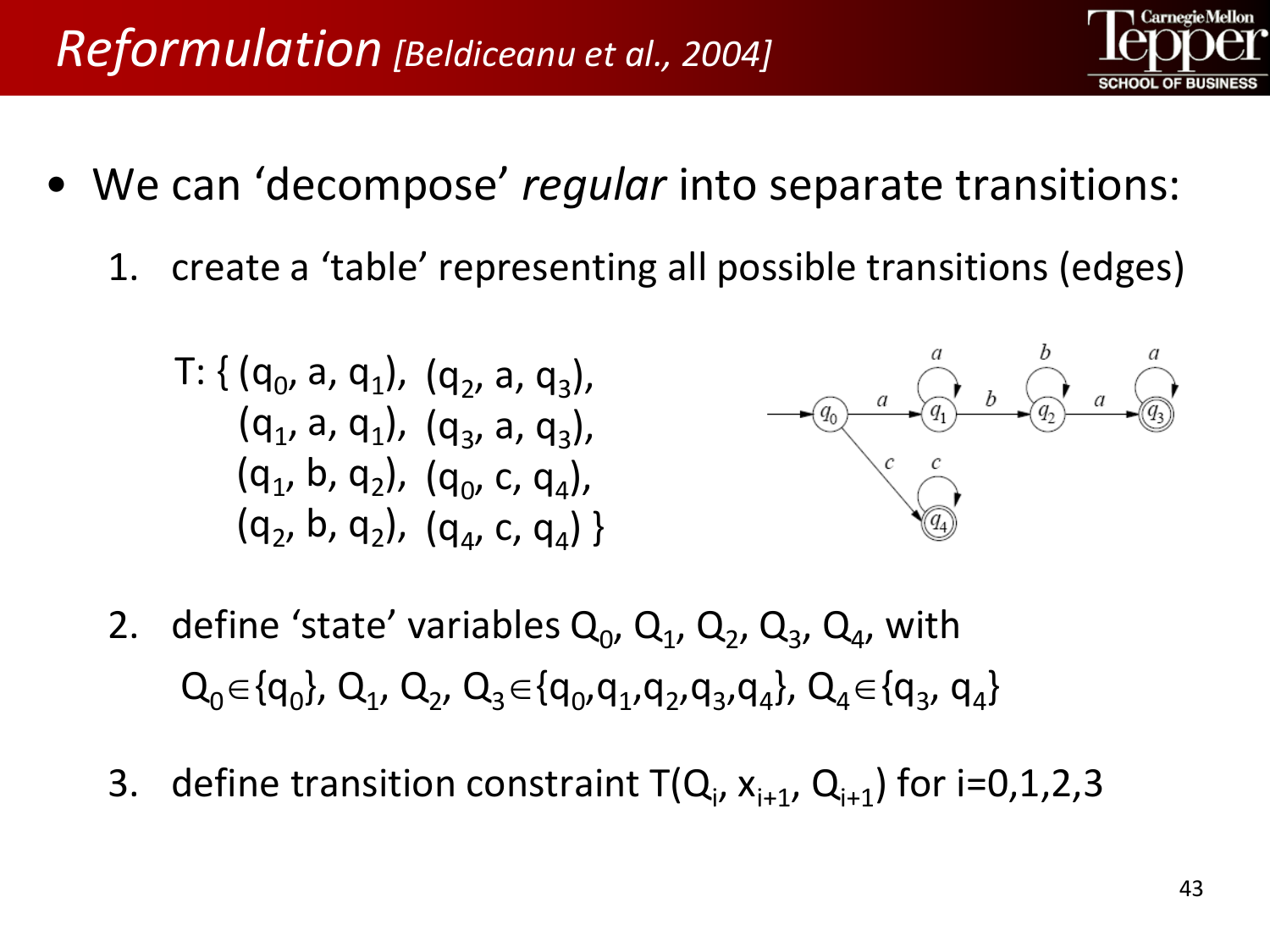# *Reformulation* *[Beldiceanu et al., 2004]*

- We can 'decompose' *regular* into separate transitions:
  1. create a 'table' representing all possible transitions (edges)

     T: { $(q_0, a, q_1)$, $(q_2, a, q_3)$,
     $(q_1, a, q_1)$, $(q_3, a, q_3)$,
     $(q_1, b, q_2)$, $(q_0, c, q_4)$,
     $(q_2, b, q_2)$, $(q_4, c, q_4)$ }

  2. define 'state' variables $Q_0, Q_1, Q_2, Q_3, Q_4$, with
     $Q_0 \in \{q_0\}$, $Q_1, Q_2, Q_3 \in \{q_0, q_1, q_2, q_3, q_4\}$, $Q_4 \in \{q_3, q_4\}$
  3. define transition constraint $T(Q_i, x_{i+1}, Q_{i+1})$ for i=0,1,2,3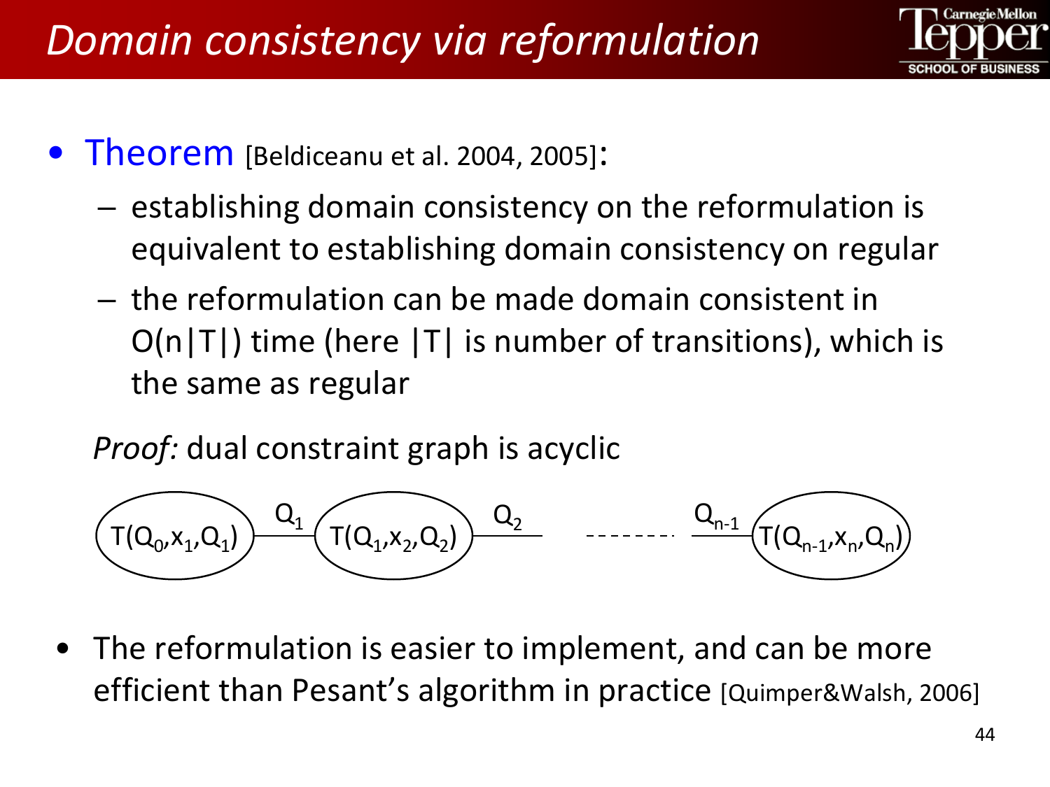# Domain consistency via reformulation

- Theorem [Beldiceanu et al. 2004, 2005]:
  - establishing domain consistency on the reformulation is equivalent to establishing domain consistency on regular
  - the reformulation can be made domain consistent in $O(n|T|)$ time (here $|T|$ is number of transitions), which is the same as regular

  *Proof:* dual constraint graph is acyclic

  $T(Q_0,x_1,Q_1)$ —$Q_1$— $T(Q_1,x_2,Q_2)$ —$Q_2$— - - - - - - - —$Q_{n-1}$— $T(Q_{n-1},x_n,Q_n)$

- The reformulation is easier to implement, and can be more efficient than Pesant's algorithm in practice [Quimper&Walsh, 2006]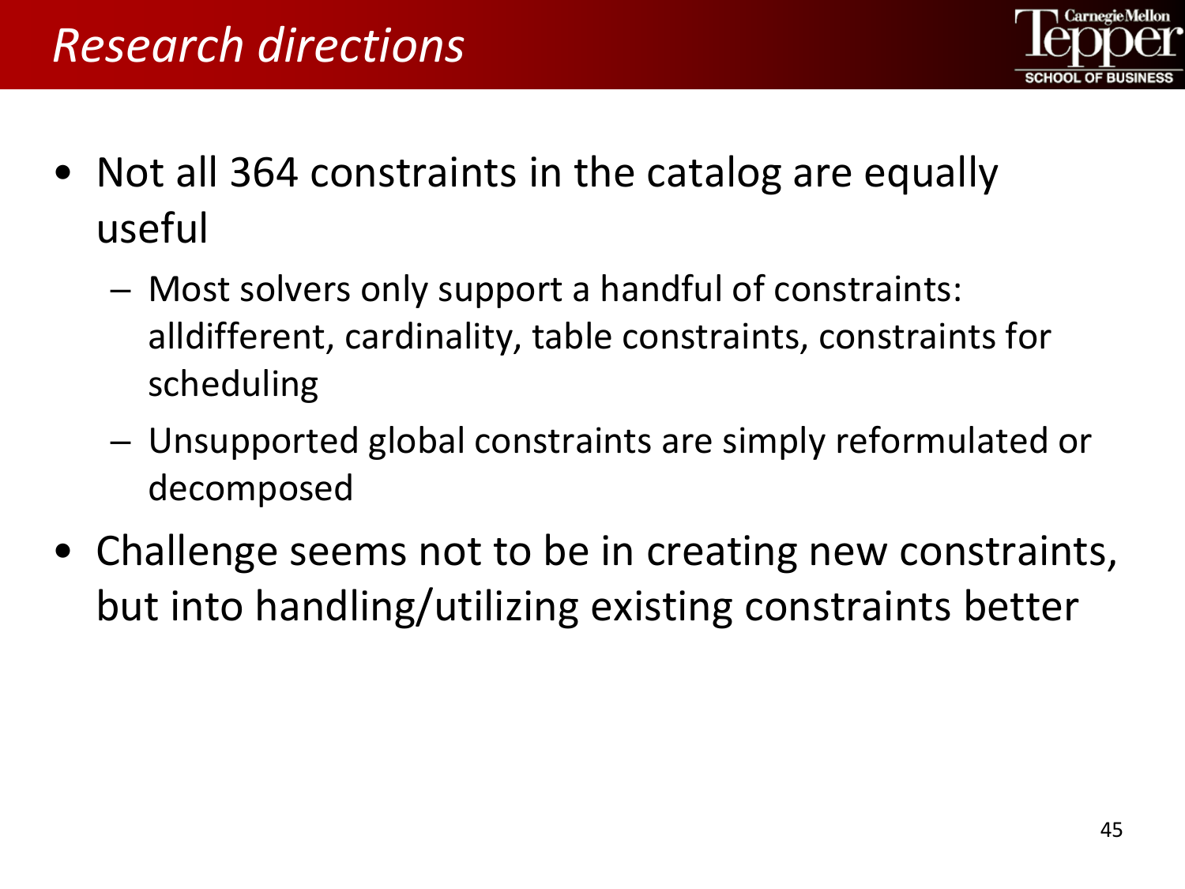# Research directions

- Not all 364 constraints in the catalog are equally useful
  - Most solvers only support a handful of constraints: alldifferent, cardinality, table constraints, constraints for scheduling
  - Unsupported global constraints are simply reformulated or decomposed
- Challenge seems not to be in creating new constraints, but into handling/utilizing existing constraints better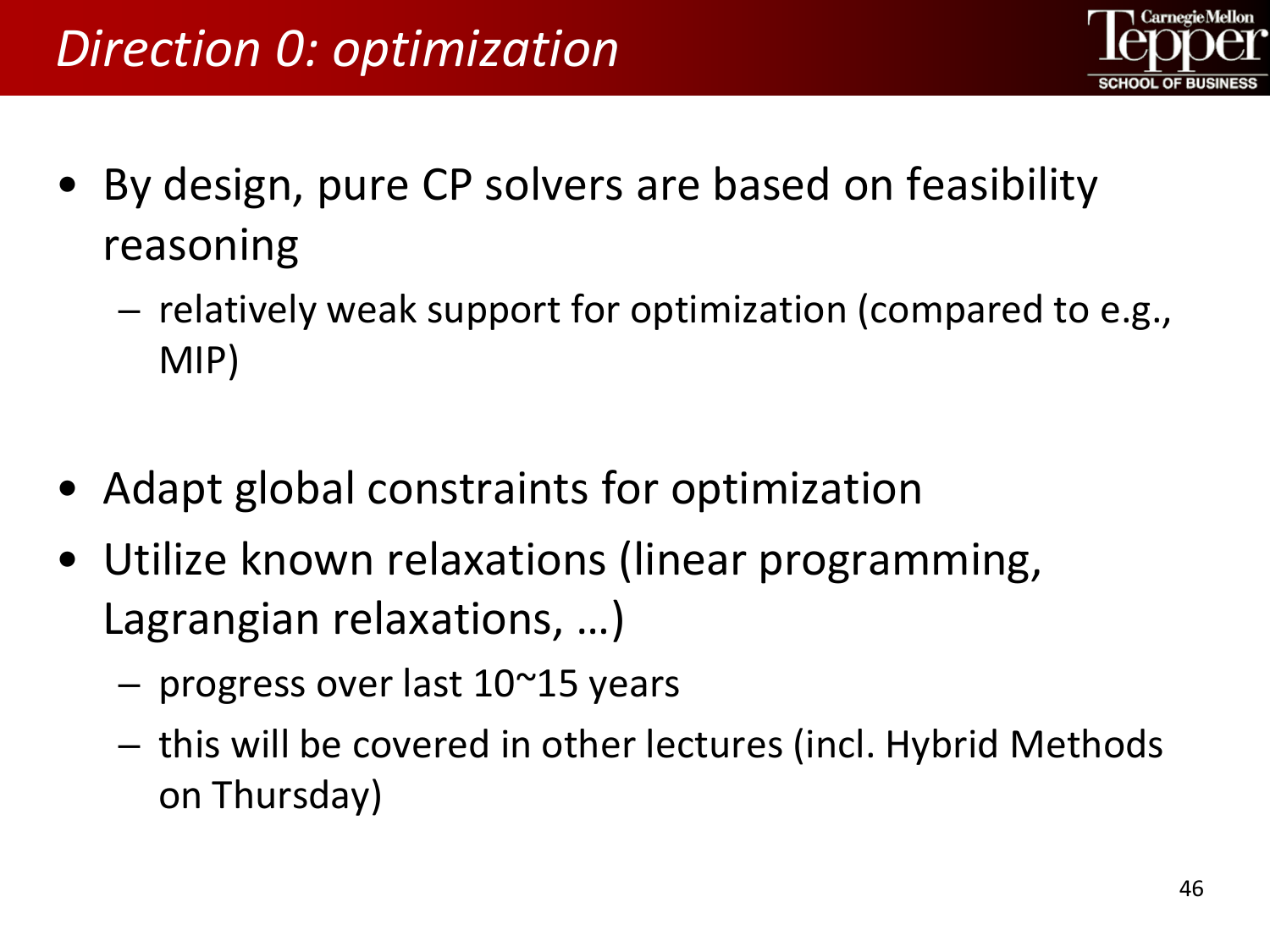# *Direction 0: optimization*

- By design, pure CP solvers are based on feasibility reasoning
  - relatively weak support for optimization (compared to e.g., MIP)

- Adapt global constraints for optimization
- Utilize known relaxations (linear programming, Lagrangian relaxations, …)
  - progress over last 10~15 years
  - this will be covered in other lectures (incl. Hybrid Methods on Thursday)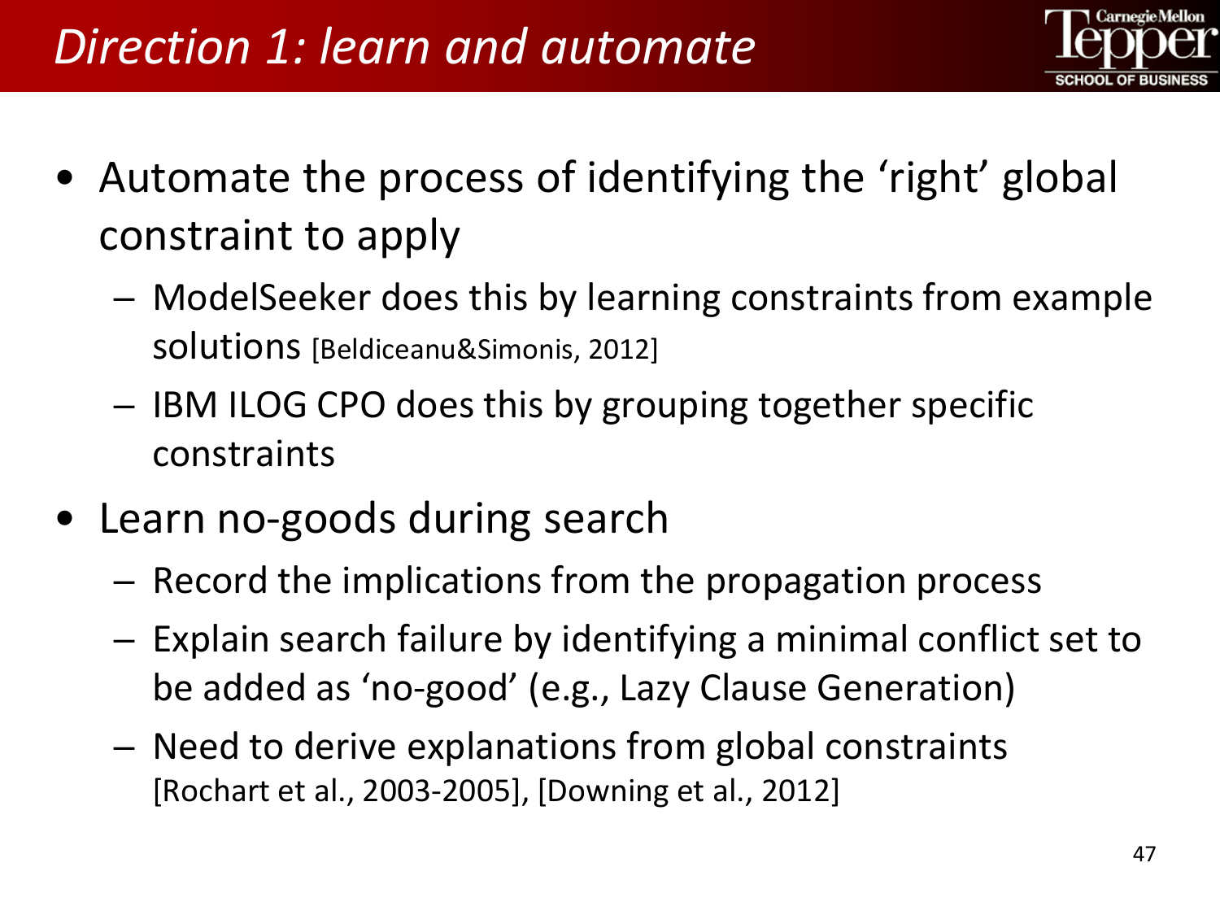# Direction 1: learn and automate

- Automate the process of identifying the 'right' global constraint to apply
  - ModelSeeker does this by learning constraints from example solutions [Beldiceanu&Simonis, 2012]
  - IBM ILOG CPO does this by grouping together specific constraints
- Learn no-goods during search
  - Record the implications from the propagation process
  - Explain search failure by identifying a minimal conflict set to be added as 'no-good' (e.g., Lazy Clause Generation)
  - Need to derive explanations from global constraints [Rochart et al., 2003-2005], [Downing et al., 2012]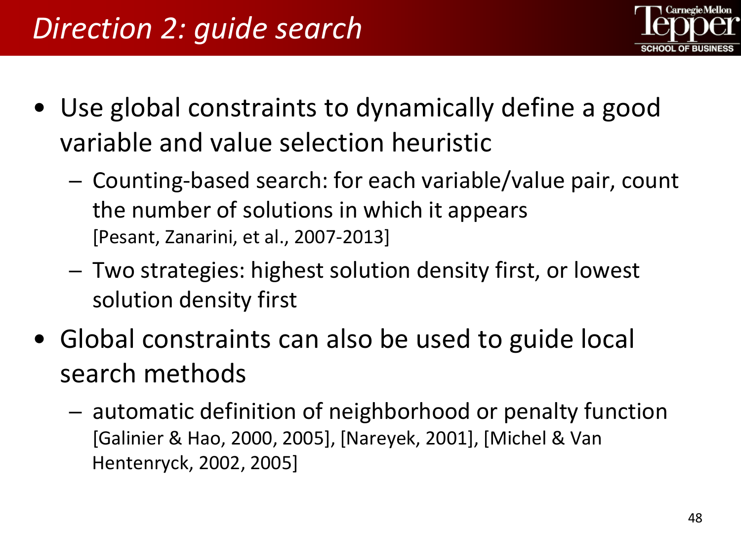# *Direction 2: guide search*

- Use global constraints to dynamically define a good variable and value selection heuristic
  - Counting-based search: for each variable/value pair, count the number of solutions in which it appears
    [Pesant, Zanarini, et al., 2007-2013]
  - Two strategies: highest solution density first, or lowest solution density first
- Global constraints can also be used to guide local search methods
  - automatic definition of neighborhood or penalty function
    [Galinier & Hao, 2000, 2005], [Nareyek, 2001], [Michel & Van Hentenryck, 2002, 2005]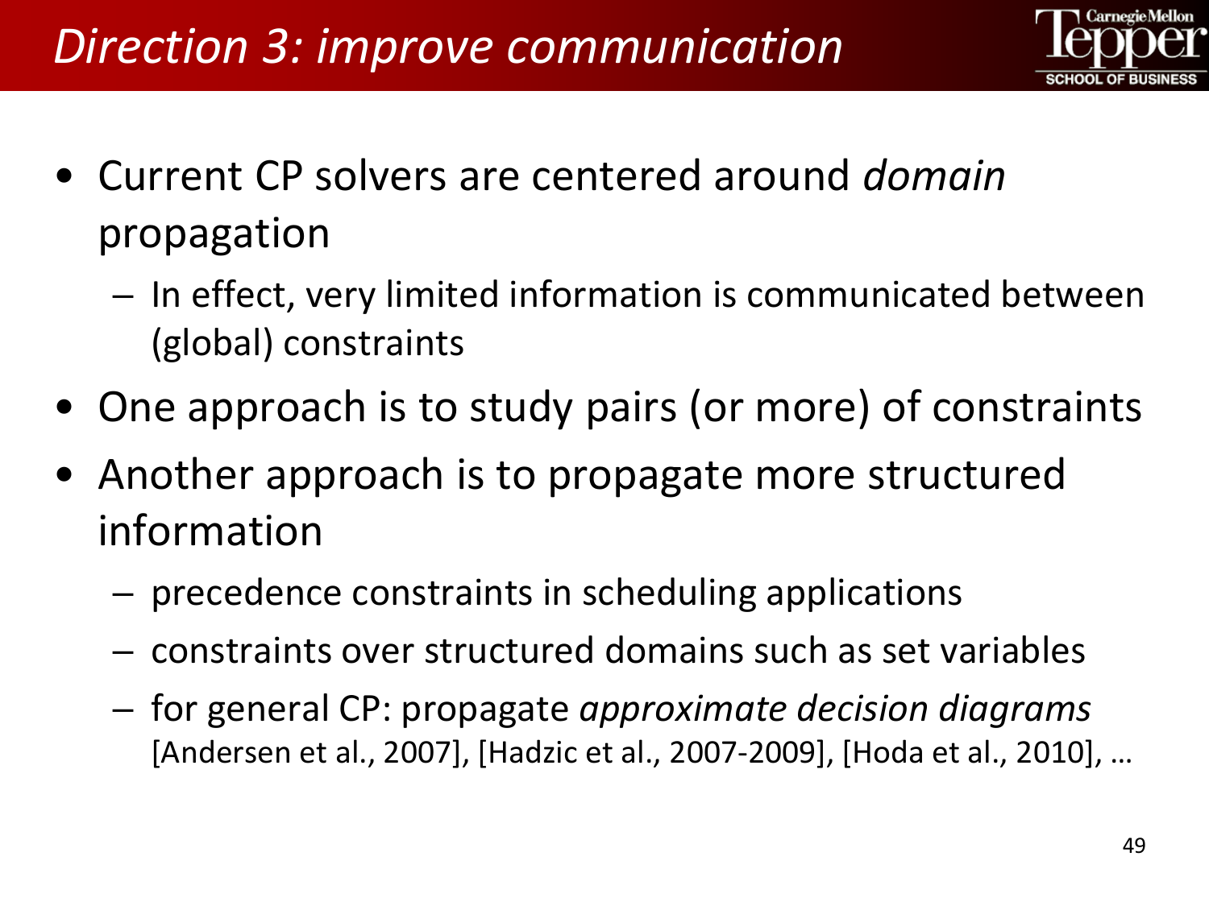# *Direction 3: improve communication*

- Current CP solvers are centered around *domain* propagation
  - In effect, very limited information is communicated between (global) constraints
- One approach is to study pairs (or more) of constraints
- Another approach is to propagate more structured information
  - precedence constraints in scheduling applications
  - constraints over structured domains such as set variables
  - for general CP: propagate *approximate decision diagrams* [Andersen et al., 2007], [Hadzic et al., 2007-2009], [Hoda et al., 2010], …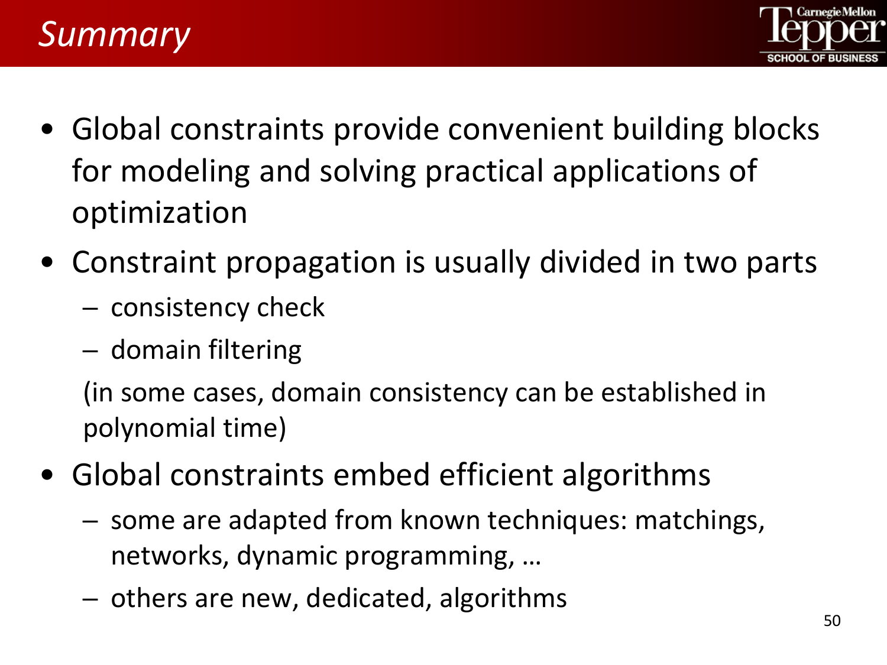# *Summary*

- Global constraints provide convenient building blocks for modeling and solving practical applications of optimization
- Constraint propagation is usually divided in two parts
  - consistency check
  - domain filtering

  (in some cases, domain consistency can be established in polynomial time)
- Global constraints embed efficient algorithms
  - some are adapted from known techniques: matchings, networks, dynamic programming, …
  - others are new, dedicated, algorithms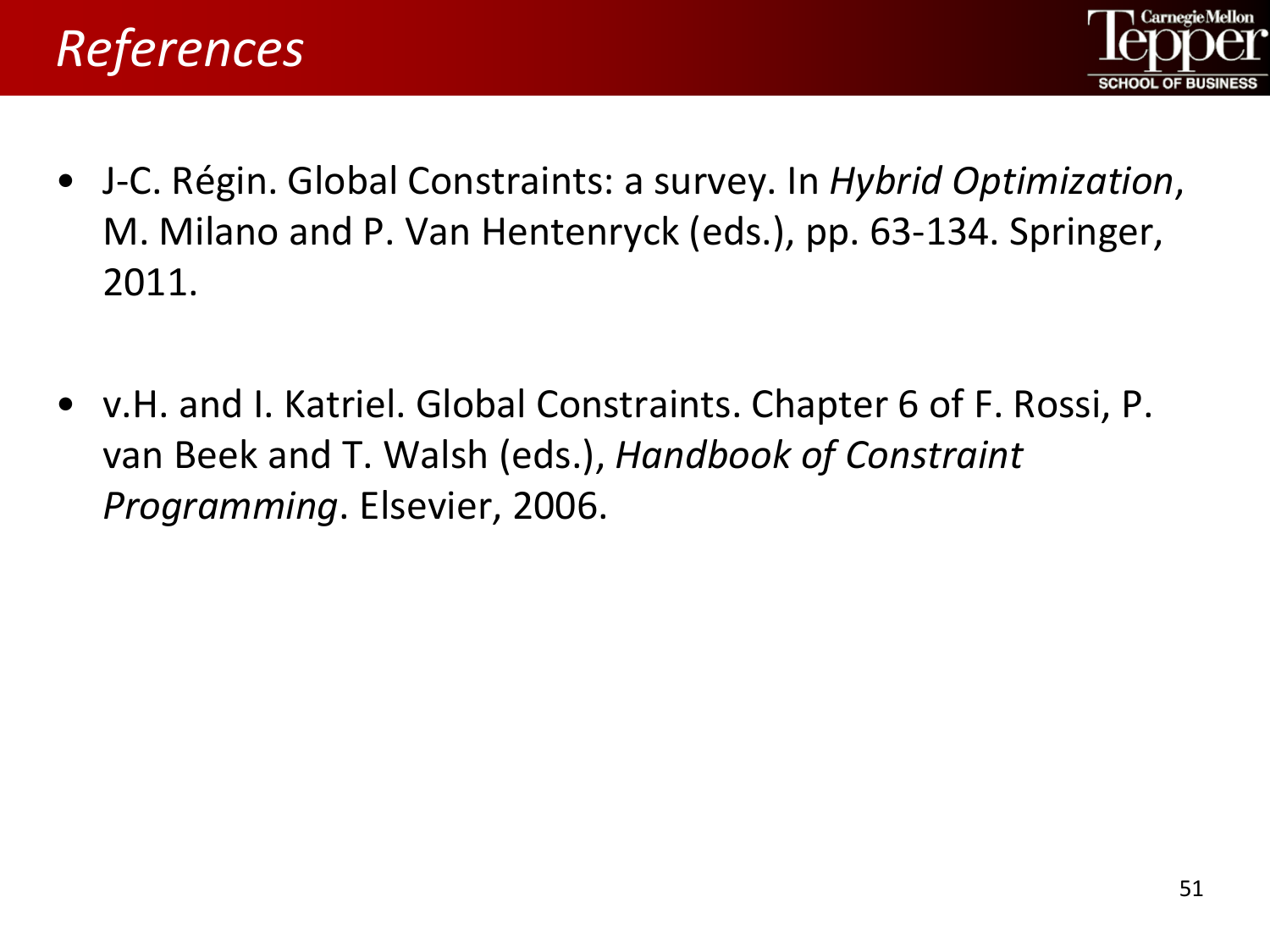# References

- J-C. Régin. Global Constraints: a survey. In *Hybrid Optimization*, M. Milano and P. Van Hentenryck (eds.), pp. 63-134. Springer, 2011.

- v.H. and I. Katriel. Global Constraints. Chapter 6 of F. Rossi, P. van Beek and T. Walsh (eds.), *Handbook of Constraint Programming*. Elsevier, 2006.